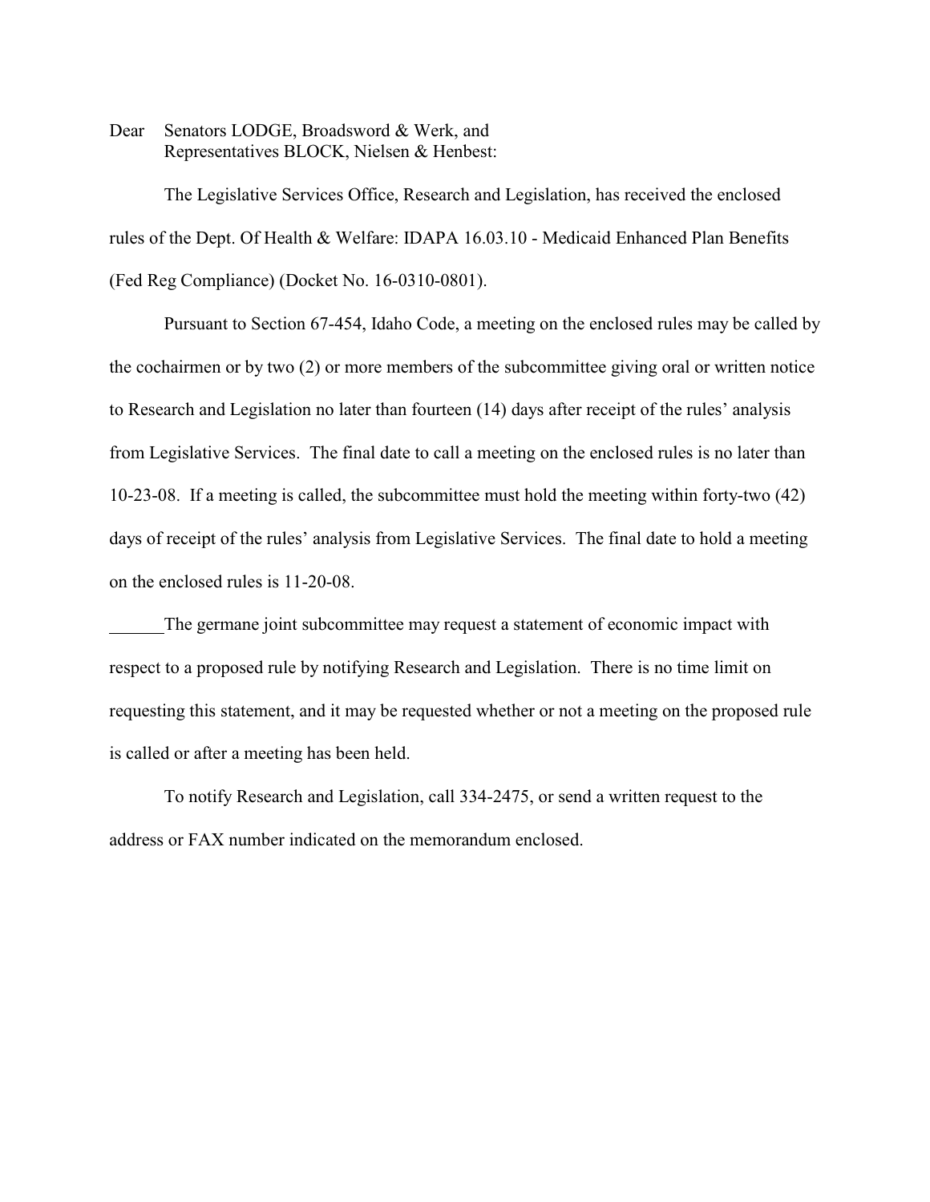Dear Senators LODGE, Broadsword & Werk, and
Representatives BLOCK, Nielsen & Henbest:

The Legislative Services Office, Research and Legislation, has received the enclosed rules of the Dept. Of Health & Welfare: IDAPA 16.03.10 - Medicaid Enhanced Plan Benefits (Fed Reg Compliance) (Docket No. 16-0310-0801).

Pursuant to Section 67-454, Idaho Code, a meeting on the enclosed rules may be called by the cochairmen or by two (2) or more members of the subcommittee giving oral or written notice to Research and Legislation no later than fourteen (14) days after receipt of the rules' analysis from Legislative Services. The final date to call a meeting on the enclosed rules is no later than 10-23-08. If a meeting is called, the subcommittee must hold the meeting within forty-two (42) days of receipt of the rules' analysis from Legislative Services. The final date to hold a meeting on the enclosed rules is 11-20-08.

______The germane joint subcommittee may request a statement of economic impact with respect to a proposed rule by notifying Research and Legislation. There is no time limit on requesting this statement, and it may be requested whether or not a meeting on the proposed rule is called or after a meeting has been held.

To notify Research and Legislation, call 334-2475, or send a written request to the address or FAX number indicated on the memorandum enclosed.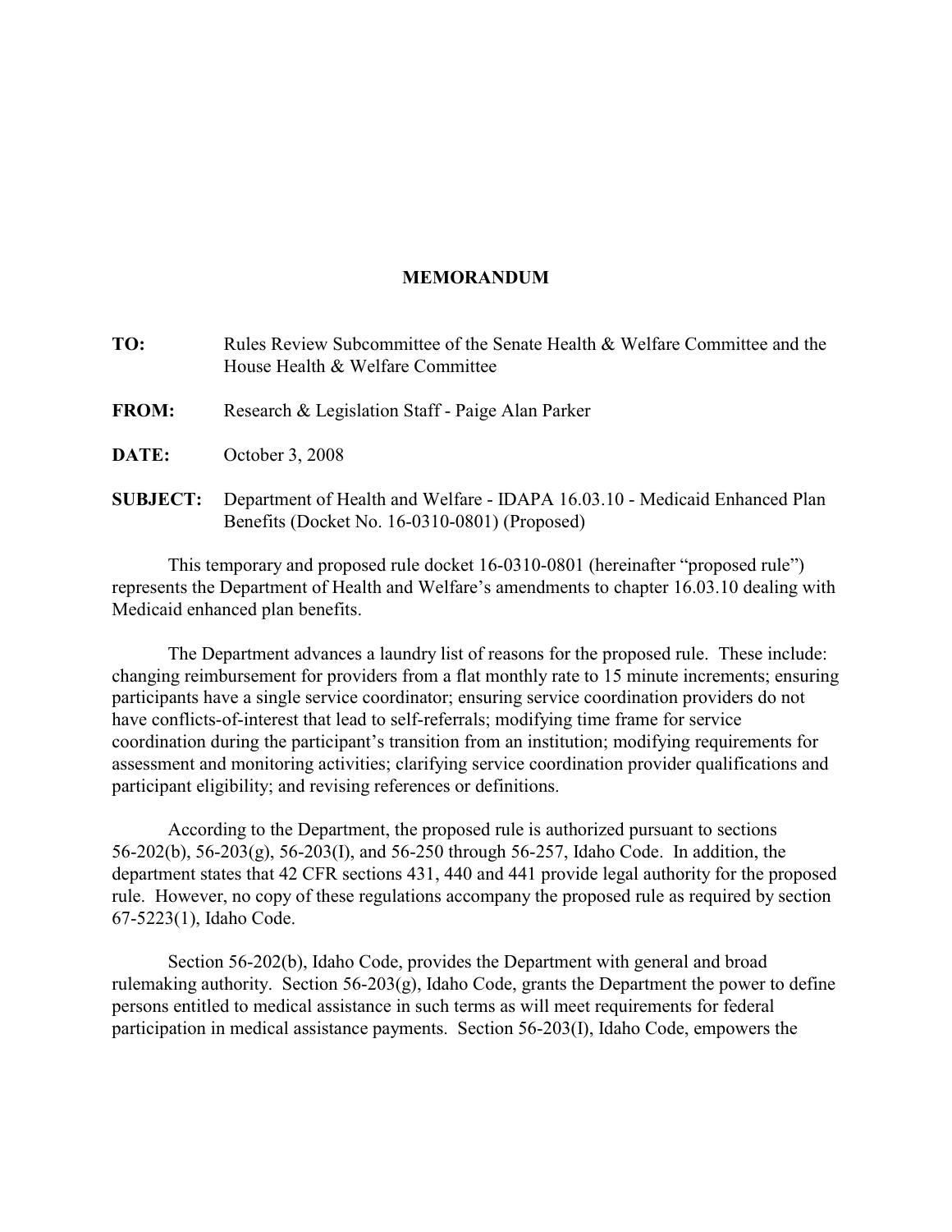**MEMORANDUM**

**TO:** Rules Review Subcommittee of the Senate Health & Welfare Committee and the House Health & Welfare Committee

**FROM:** Research & Legislation Staff - Paige Alan Parker

**DATE:** October 3, 2008

**SUBJECT:** Department of Health and Welfare - IDAPA 16.03.10 - Medicaid Enhanced Plan Benefits (Docket No. 16-0310-0801) (Proposed)

This temporary and proposed rule docket 16-0310-0801 (hereinafter "proposed rule") represents the Department of Health and Welfare's amendments to chapter 16.03.10 dealing with Medicaid enhanced plan benefits.

The Department advances a laundry list of reasons for the proposed rule. These include: changing reimbursement for providers from a flat monthly rate to 15 minute increments; ensuring participants have a single service coordinator; ensuring service coordination providers do not have conflicts-of-interest that lead to self-referrals; modifying time frame for service coordination during the participant's transition from an institution; modifying requirements for assessment and monitoring activities; clarifying service coordination provider qualifications and participant eligibility; and revising references or definitions.

According to the Department, the proposed rule is authorized pursuant to sections 56-202(b), 56-203(g), 56-203(I), and 56-250 through 56-257, Idaho Code. In addition, the department states that 42 CFR sections 431, 440 and 441 provide legal authority for the proposed rule. However, no copy of these regulations accompany the proposed rule as required by section 67-5223(1), Idaho Code.

Section 56-202(b), Idaho Code, provides the Department with general and broad rulemaking authority. Section 56-203(g), Idaho Code, grants the Department the power to define persons entitled to medical assistance in such terms as will meet requirements for federal participation in medical assistance payments. Section 56-203(I), Idaho Code, empowers the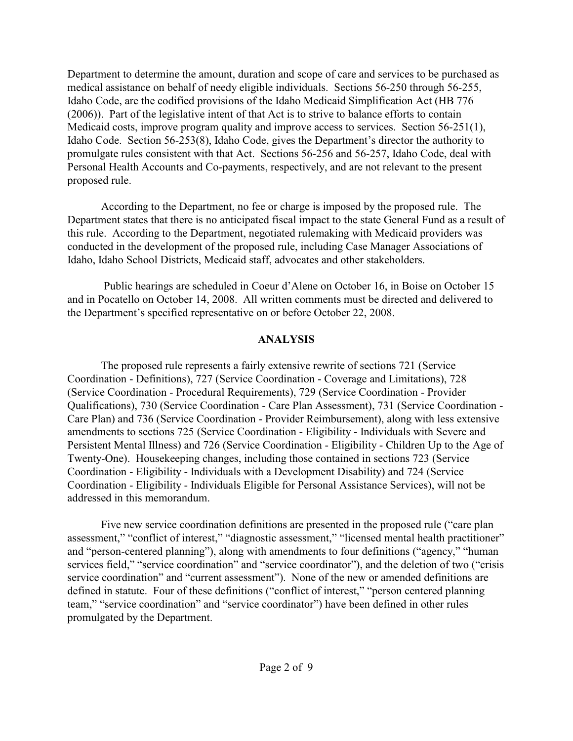Department to determine the amount, duration and scope of care and services to be purchased as medical assistance on behalf of needy eligible individuals. Sections 56-250 through 56-255, Idaho Code, are the codified provisions of the Idaho Medicaid Simplification Act (HB 776 (2006)). Part of the legislative intent of that Act is to strive to balance efforts to contain Medicaid costs, improve program quality and improve access to services. Section 56-251(1), Idaho Code. Section 56-253(8), Idaho Code, gives the Department's director the authority to promulgate rules consistent with that Act. Sections 56-256 and 56-257, Idaho Code, deal with Personal Health Accounts and Co-payments, respectively, and are not relevant to the present proposed rule.

According to the Department, no fee or charge is imposed by the proposed rule. The Department states that there is no anticipated fiscal impact to the state General Fund as a result of this rule. According to the Department, negotiated rulemaking with Medicaid providers was conducted in the development of the proposed rule, including Case Manager Associations of Idaho, Idaho School Districts, Medicaid staff, advocates and other stakeholders.

Public hearings are scheduled in Coeur d'Alene on October 16, in Boise on October 15 and in Pocatello on October 14, 2008. All written comments must be directed and delivered to the Department's specified representative on or before October 22, 2008.

## ANALYSIS

The proposed rule represents a fairly extensive rewrite of sections 721 (Service Coordination - Definitions), 727 (Service Coordination - Coverage and Limitations), 728 (Service Coordination - Procedural Requirements), 729 (Service Coordination - Provider Qualifications), 730 (Service Coordination - Care Plan Assessment), 731 (Service Coordination - Care Plan) and 736 (Service Coordination - Provider Reimbursement), along with less extensive amendments to sections 725 (Service Coordination - Eligibility - Individuals with Severe and Persistent Mental Illness) and 726 (Service Coordination - Eligibility - Children Up to the Age of Twenty-One). Housekeeping changes, including those contained in sections 723 (Service Coordination - Eligibility - Individuals with a Development Disability) and 724 (Service Coordination - Eligibility - Individuals Eligible for Personal Assistance Services), will not be addressed in this memorandum.

Five new service coordination definitions are presented in the proposed rule ("care plan assessment," "conflict of interest," "diagnostic assessment," "licensed mental health practitioner" and "person-centered planning"), along with amendments to four definitions ("agency," "human services field," "service coordination" and "service coordinator"), and the deletion of two ("crisis service coordination" and "current assessment"). None of the new or amended definitions are defined in statute. Four of these definitions ("conflict of interest," "person centered planning team," "service coordination" and "service coordinator") have been defined in other rules promulgated by the Department.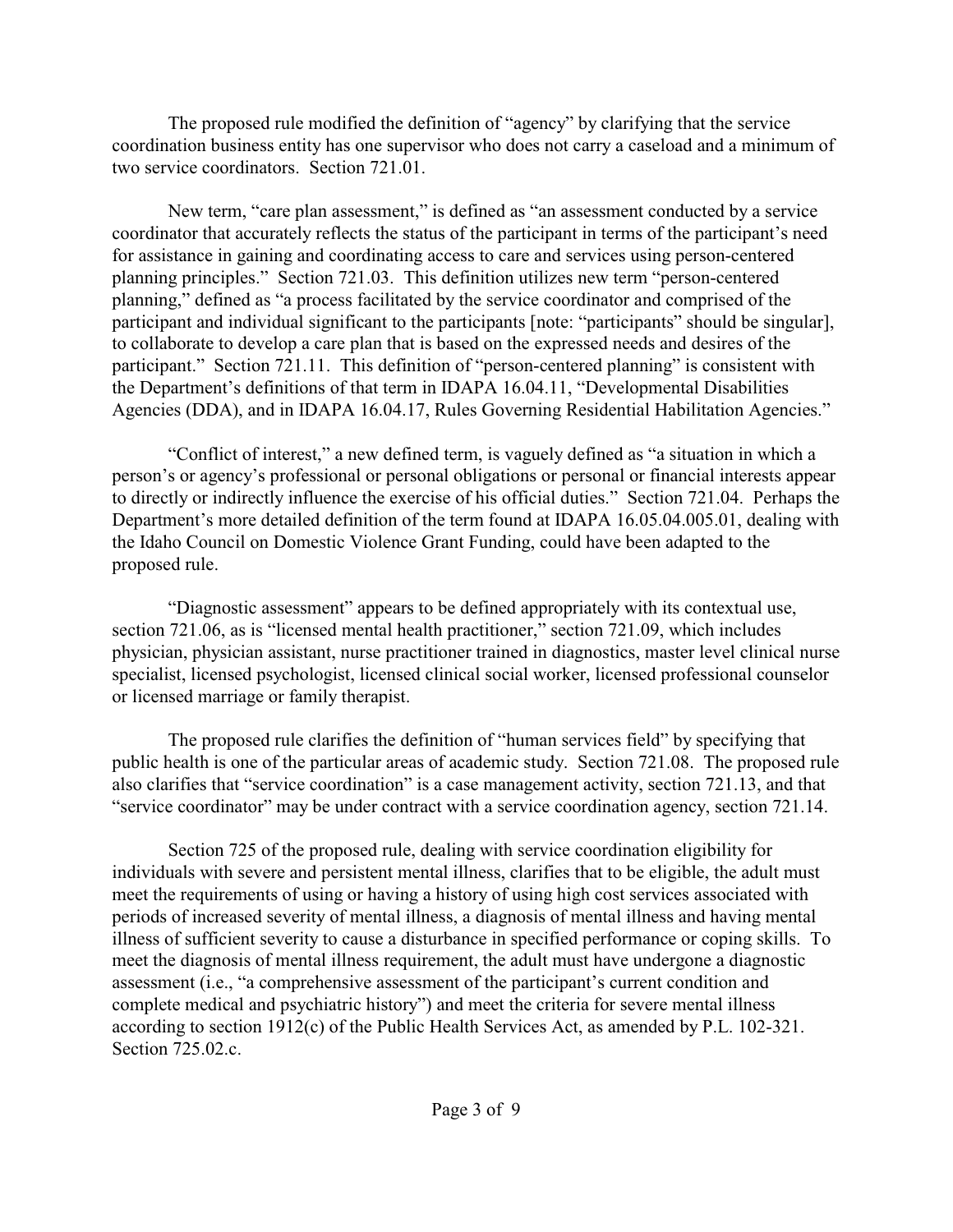The proposed rule modified the definition of "agency" by clarifying that the service coordination business entity has one supervisor who does not carry a caseload and a minimum of two service coordinators. Section 721.01.

New term, "care plan assessment," is defined as "an assessment conducted by a service coordinator that accurately reflects the status of the participant in terms of the participant's need for assistance in gaining and coordinating access to care and services using person-centered planning principles." Section 721.03. This definition utilizes new term "person-centered planning," defined as "a process facilitated by the service coordinator and comprised of the participant and individual significant to the participants [note: "participants" should be singular], to collaborate to develop a care plan that is based on the expressed needs and desires of the participant." Section 721.11. This definition of "person-centered planning" is consistent with the Department's definitions of that term in IDAPA 16.04.11, "Developmental Disabilities Agencies (DDA), and in IDAPA 16.04.17, Rules Governing Residential Habilitation Agencies."

"Conflict of interest," a new defined term, is vaguely defined as "a situation in which a person's or agency's professional or personal obligations or personal or financial interests appear to directly or indirectly influence the exercise of his official duties." Section 721.04. Perhaps the Department's more detailed definition of the term found at IDAPA 16.05.04.005.01, dealing with the Idaho Council on Domestic Violence Grant Funding, could have been adapted to the proposed rule.

"Diagnostic assessment" appears to be defined appropriately with its contextual use, section 721.06, as is "licensed mental health practitioner," section 721.09, which includes physician, physician assistant, nurse practitioner trained in diagnostics, master level clinical nurse specialist, licensed psychologist, licensed clinical social worker, licensed professional counselor or licensed marriage or family therapist.

The proposed rule clarifies the definition of "human services field" by specifying that public health is one of the particular areas of academic study. Section 721.08. The proposed rule also clarifies that "service coordination" is a case management activity, section 721.13, and that "service coordinator" may be under contract with a service coordination agency, section 721.14.

Section 725 of the proposed rule, dealing with service coordination eligibility for individuals with severe and persistent mental illness, clarifies that to be eligible, the adult must meet the requirements of using or having a history of using high cost services associated with periods of increased severity of mental illness, a diagnosis of mental illness and having mental illness of sufficient severity to cause a disturbance in specified performance or coping skills. To meet the diagnosis of mental illness requirement, the adult must have undergone a diagnostic assessment (i.e., "a comprehensive assessment of the participant's current condition and complete medical and psychiatric history") and meet the criteria for severe mental illness according to section 1912(c) of the Public Health Services Act, as amended by P.L. 102-321. Section 725.02.c.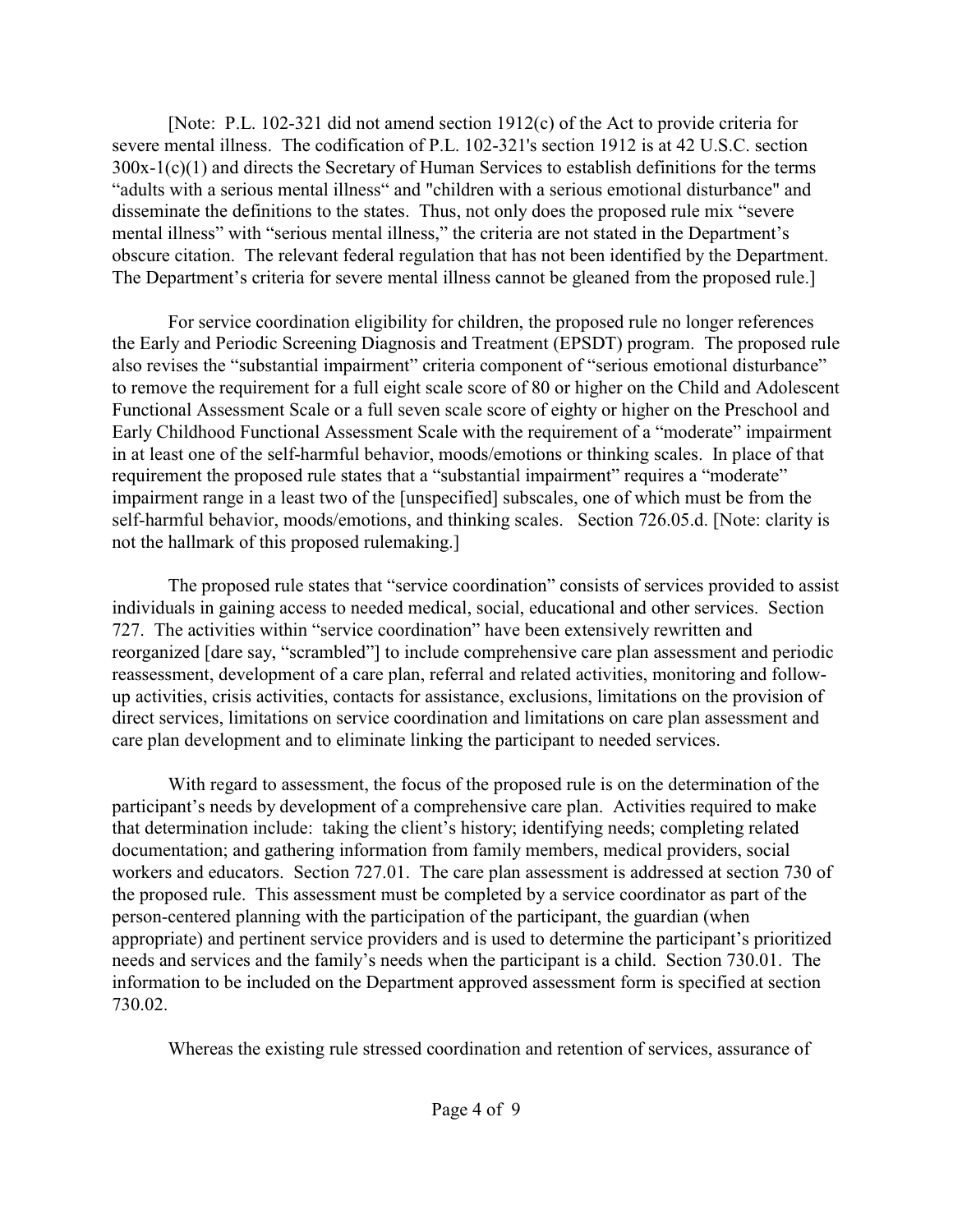[Note: P.L. 102-321 did not amend section 1912(c) of the Act to provide criteria for severe mental illness. The codification of P.L. 102-321's section 1912 is at 42 U.S.C. section 300x-1(c)(1) and directs the Secretary of Human Services to establish definitions for the terms "adults with a serious mental illness" and "children with a serious emotional disturbance" and disseminate the definitions to the states. Thus, not only does the proposed rule mix "severe mental illness" with "serious mental illness," the criteria are not stated in the Department's obscure citation. The relevant federal regulation that has not been identified by the Department. The Department's criteria for severe mental illness cannot be gleaned from the proposed rule.]

For service coordination eligibility for children, the proposed rule no longer references the Early and Periodic Screening Diagnosis and Treatment (EPSDT) program. The proposed rule also revises the "substantial impairment" criteria component of "serious emotional disturbance" to remove the requirement for a full eight scale score of 80 or higher on the Child and Adolescent Functional Assessment Scale or a full seven scale score of eighty or higher on the Preschool and Early Childhood Functional Assessment Scale with the requirement of a "moderate" impairment in at least one of the self-harmful behavior, moods/emotions or thinking scales. In place of that requirement the proposed rule states that a "substantial impairment" requires a "moderate" impairment range in a least two of the [unspecified] subscales, one of which must be from the self-harmful behavior, moods/emotions, and thinking scales. Section 726.05.d. [Note: clarity is not the hallmark of this proposed rulemaking.]

The proposed rule states that "service coordination" consists of services provided to assist individuals in gaining access to needed medical, social, educational and other services. Section 727. The activities within "service coordination" have been extensively rewritten and reorganized [dare say, "scrambled"] to include comprehensive care plan assessment and periodic reassessment, development of a care plan, referral and related activities, monitoring and follow-up activities, crisis activities, contacts for assistance, exclusions, limitations on the provision of direct services, limitations on service coordination and limitations on care plan assessment and care plan development and to eliminate linking the participant to needed services.

With regard to assessment, the focus of the proposed rule is on the determination of the participant's needs by development of a comprehensive care plan. Activities required to make that determination include: taking the client's history; identifying needs; completing related documentation; and gathering information from family members, medical providers, social workers and educators. Section 727.01. The care plan assessment is addressed at section 730 of the proposed rule. This assessment must be completed by a service coordinator as part of the person-centered planning with the participation of the participant, the guardian (when appropriate) and pertinent service providers and is used to determine the participant's prioritized needs and services and the family's needs when the participant is a child. Section 730.01. The information to be included on the Department approved assessment form is specified at section 730.02.

Whereas the existing rule stressed coordination and retention of services, assurance of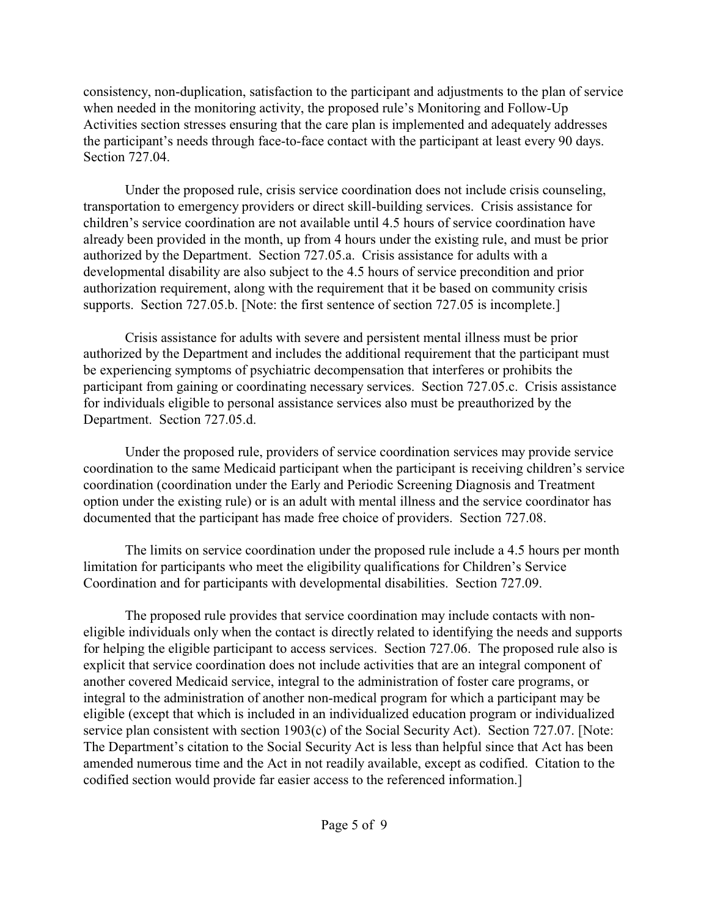consistency, non-duplication, satisfaction to the participant and adjustments to the plan of service when needed in the monitoring activity, the proposed rule's Monitoring and Follow-Up Activities section stresses ensuring that the care plan is implemented and adequately addresses the participant's needs through face-to-face contact with the participant at least every 90 days. Section 727.04.

Under the proposed rule, crisis service coordination does not include crisis counseling, transportation to emergency providers or direct skill-building services. Crisis assistance for children's service coordination are not available until 4.5 hours of service coordination have already been provided in the month, up from 4 hours under the existing rule, and must be prior authorized by the Department. Section 727.05.a. Crisis assistance for adults with a developmental disability are also subject to the 4.5 hours of service precondition and prior authorization requirement, along with the requirement that it be based on community crisis supports. Section 727.05.b. [Note: the first sentence of section 727.05 is incomplete.]

Crisis assistance for adults with severe and persistent mental illness must be prior authorized by the Department and includes the additional requirement that the participant must be experiencing symptoms of psychiatric decompensation that interferes or prohibits the participant from gaining or coordinating necessary services. Section 727.05.c. Crisis assistance for individuals eligible to personal assistance services also must be preauthorized by the Department. Section 727.05.d.

Under the proposed rule, providers of service coordination services may provide service coordination to the same Medicaid participant when the participant is receiving children's service coordination (coordination under the Early and Periodic Screening Diagnosis and Treatment option under the existing rule) or is an adult with mental illness and the service coordinator has documented that the participant has made free choice of providers. Section 727.08.

The limits on service coordination under the proposed rule include a 4.5 hours per month limitation for participants who meet the eligibility qualifications for Children's Service Coordination and for participants with developmental disabilities. Section 727.09.

The proposed rule provides that service coordination may include contacts with non-eligible individuals only when the contact is directly related to identifying the needs and supports for helping the eligible participant to access services. Section 727.06. The proposed rule also is explicit that service coordination does not include activities that are an integral component of another covered Medicaid service, integral to the administration of foster care programs, or integral to the administration of another non-medical program for which a participant may be eligible (except that which is included in an individualized education program or individualized service plan consistent with section 1903(c) of the Social Security Act). Section 727.07. [Note: The Department's citation to the Social Security Act is less than helpful since that Act has been amended numerous time and the Act in not readily available, except as codified. Citation to the codified section would provide far easier access to the referenced information.]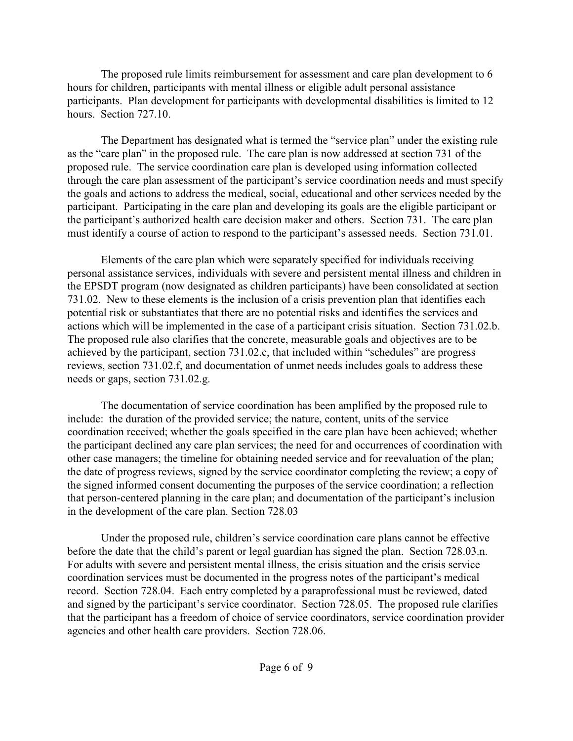The proposed rule limits reimbursement for assessment and care plan development to 6 hours for children, participants with mental illness or eligible adult personal assistance participants. Plan development for participants with developmental disabilities is limited to 12 hours. Section 727.10.

The Department has designated what is termed the "service plan" under the existing rule as the "care plan" in the proposed rule. The care plan is now addressed at section 731 of the proposed rule. The service coordination care plan is developed using information collected through the care plan assessment of the participant's service coordination needs and must specify the goals and actions to address the medical, social, educational and other services needed by the participant. Participating in the care plan and developing its goals are the eligible participant or the participant's authorized health care decision maker and others. Section 731. The care plan must identify a course of action to respond to the participant's assessed needs. Section 731.01.

Elements of the care plan which were separately specified for individuals receiving personal assistance services, individuals with severe and persistent mental illness and children in the EPSDT program (now designated as children participants) have been consolidated at section 731.02. New to these elements is the inclusion of a crisis prevention plan that identifies each potential risk or substantiates that there are no potential risks and identifies the services and actions which will be implemented in the case of a participant crisis situation. Section 731.02.b. The proposed rule also clarifies that the concrete, measurable goals and objectives are to be achieved by the participant, section 731.02.c, that included within "schedules" are progress reviews, section 731.02.f, and documentation of unmet needs includes goals to address these needs or gaps, section 731.02.g.

The documentation of service coordination has been amplified by the proposed rule to include: the duration of the provided service; the nature, content, units of the service coordination received; whether the goals specified in the care plan have been achieved; whether the participant declined any care plan services; the need for and occurrences of coordination with other case managers; the timeline for obtaining needed service and for reevaluation of the plan; the date of progress reviews, signed by the service coordinator completing the review; a copy of the signed informed consent documenting the purposes of the service coordination; a reflection that person-centered planning in the care plan; and documentation of the participant's inclusion in the development of the care plan. Section 728.03

Under the proposed rule, children's service coordination care plans cannot be effective before the date that the child's parent or legal guardian has signed the plan. Section 728.03.n. For adults with severe and persistent mental illness, the crisis situation and the crisis service coordination services must be documented in the progress notes of the participant's medical record. Section 728.04. Each entry completed by a paraprofessional must be reviewed, dated and signed by the participant's service coordinator. Section 728.05. The proposed rule clarifies that the participant has a freedom of choice of service coordinators, service coordination provider agencies and other health care providers. Section 728.06.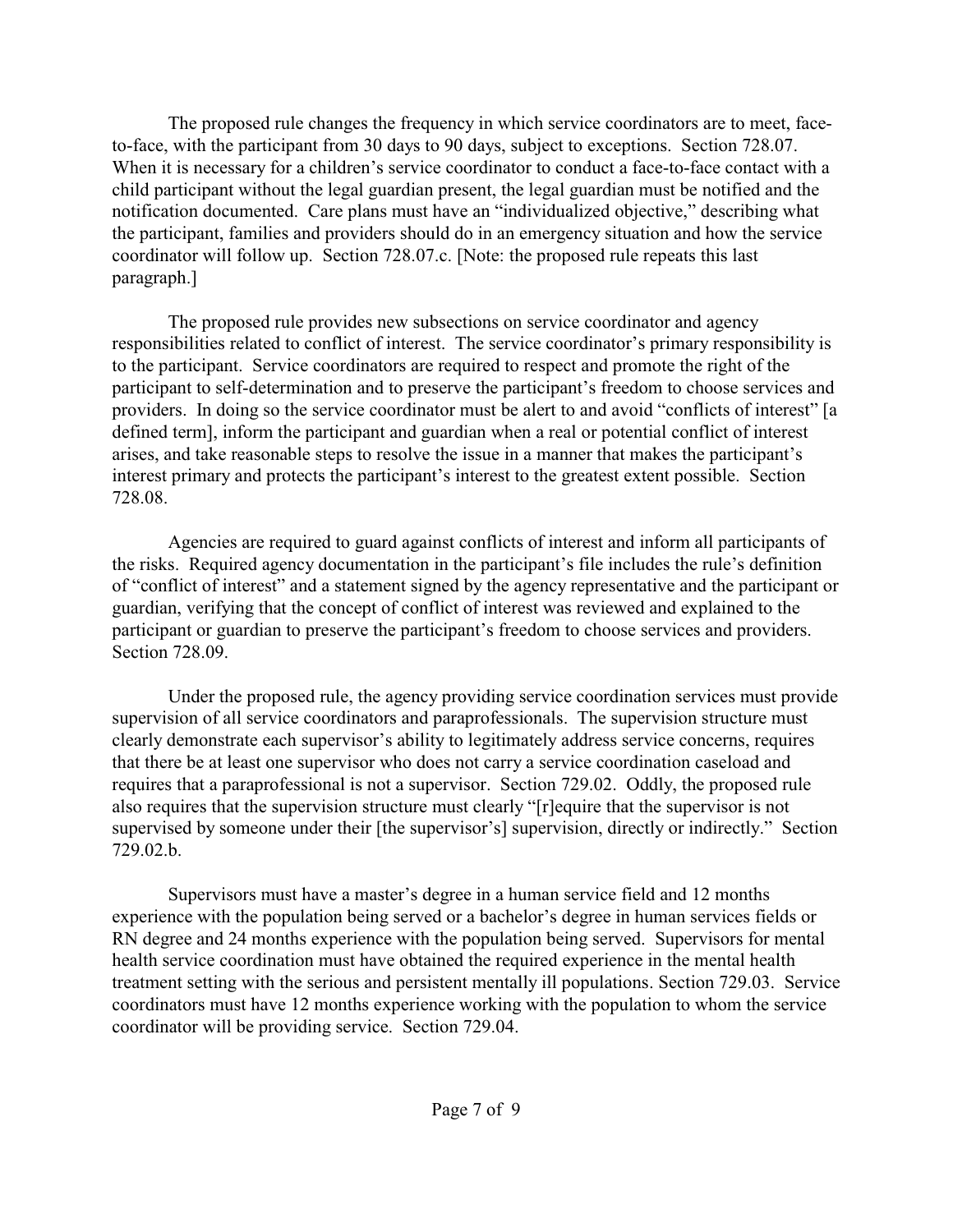The proposed rule changes the frequency in which service coordinators are to meet, face-to-face, with the participant from 30 days to 90 days, subject to exceptions. Section 728.07. When it is necessary for a children's service coordinator to conduct a face-to-face contact with a child participant without the legal guardian present, the legal guardian must be notified and the notification documented. Care plans must have an "individualized objective," describing what the participant, families and providers should do in an emergency situation and how the service coordinator will follow up. Section 728.07.c. [Note: the proposed rule repeats this last paragraph.]

The proposed rule provides new subsections on service coordinator and agency responsibilities related to conflict of interest. The service coordinator's primary responsibility is to the participant. Service coordinators are required to respect and promote the right of the participant to self-determination and to preserve the participant's freedom to choose services and providers. In doing so the service coordinator must be alert to and avoid "conflicts of interest" [a defined term], inform the participant and guardian when a real or potential conflict of interest arises, and take reasonable steps to resolve the issue in a manner that makes the participant's interest primary and protects the participant's interest to the greatest extent possible. Section 728.08.

Agencies are required to guard against conflicts of interest and inform all participants of the risks. Required agency documentation in the participant's file includes the rule's definition of "conflict of interest" and a statement signed by the agency representative and the participant or guardian, verifying that the concept of conflict of interest was reviewed and explained to the participant or guardian to preserve the participant's freedom to choose services and providers. Section 728.09.

Under the proposed rule, the agency providing service coordination services must provide supervision of all service coordinators and paraprofessionals. The supervision structure must clearly demonstrate each supervisor's ability to legitimately address service concerns, requires that there be at least one supervisor who does not carry a service coordination caseload and requires that a paraprofessional is not a supervisor. Section 729.02. Oddly, the proposed rule also requires that the supervision structure must clearly "[r]equire that the supervisor is not supervised by someone under their [the supervisor's] supervision, directly or indirectly." Section 729.02.b.

Supervisors must have a master's degree in a human service field and 12 months experience with the population being served or a bachelor's degree in human services fields or RN degree and 24 months experience with the population being served. Supervisors for mental health service coordination must have obtained the required experience in the mental health treatment setting with the serious and persistent mentally ill populations. Section 729.03. Service coordinators must have 12 months experience working with the population to whom the service coordinator will be providing service. Section 729.04.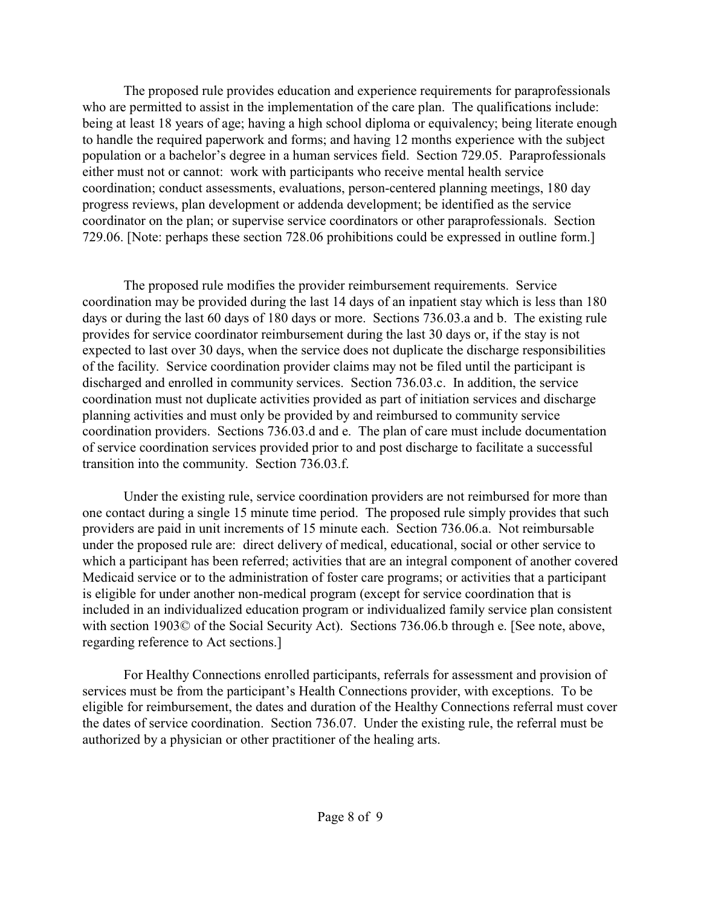The proposed rule provides education and experience requirements for paraprofessionals who are permitted to assist in the implementation of the care plan. The qualifications include: being at least 18 years of age; having a high school diploma or equivalency; being literate enough to handle the required paperwork and forms; and having 12 months experience with the subject population or a bachelor's degree in a human services field. Section 729.05. Paraprofessionals either must not or cannot: work with participants who receive mental health service coordination; conduct assessments, evaluations, person-centered planning meetings, 180 day progress reviews, plan development or addenda development; be identified as the service coordinator on the plan; or supervise service coordinators or other paraprofessionals. Section 729.06. [Note: perhaps these section 728.06 prohibitions could be expressed in outline form.]

The proposed rule modifies the provider reimbursement requirements. Service coordination may be provided during the last 14 days of an inpatient stay which is less than 180 days or during the last 60 days of 180 days or more. Sections 736.03.a and b. The existing rule provides for service coordinator reimbursement during the last 30 days or, if the stay is not expected to last over 30 days, when the service does not duplicate the discharge responsibilities of the facility. Service coordination provider claims may not be filed until the participant is discharged and enrolled in community services. Section 736.03.c. In addition, the service coordination must not duplicate activities provided as part of initiation services and discharge planning activities and must only be provided by and reimbursed to community service coordination providers. Sections 736.03.d and e. The plan of care must include documentation of service coordination services provided prior to and post discharge to facilitate a successful transition into the community. Section 736.03.f.

Under the existing rule, service coordination providers are not reimbursed for more than one contact during a single 15 minute time period. The proposed rule simply provides that such providers are paid in unit increments of 15 minute each. Section 736.06.a. Not reimbursable under the proposed rule are: direct delivery of medical, educational, social or other service to which a participant has been referred; activities that are an integral component of another covered Medicaid service or to the administration of foster care programs; or activities that a participant is eligible for under another non-medical program (except for service coordination that is included in an individualized education program or individualized family service plan consistent with section 1903© of the Social Security Act). Sections 736.06.b through e. [See note, above, regarding reference to Act sections.]

For Healthy Connections enrolled participants, referrals for assessment and provision of services must be from the participant's Health Connections provider, with exceptions. To be eligible for reimbursement, the dates and duration of the Healthy Connections referral must cover the dates of service coordination. Section 736.07. Under the existing rule, the referral must be authorized by a physician or other practitioner of the healing arts.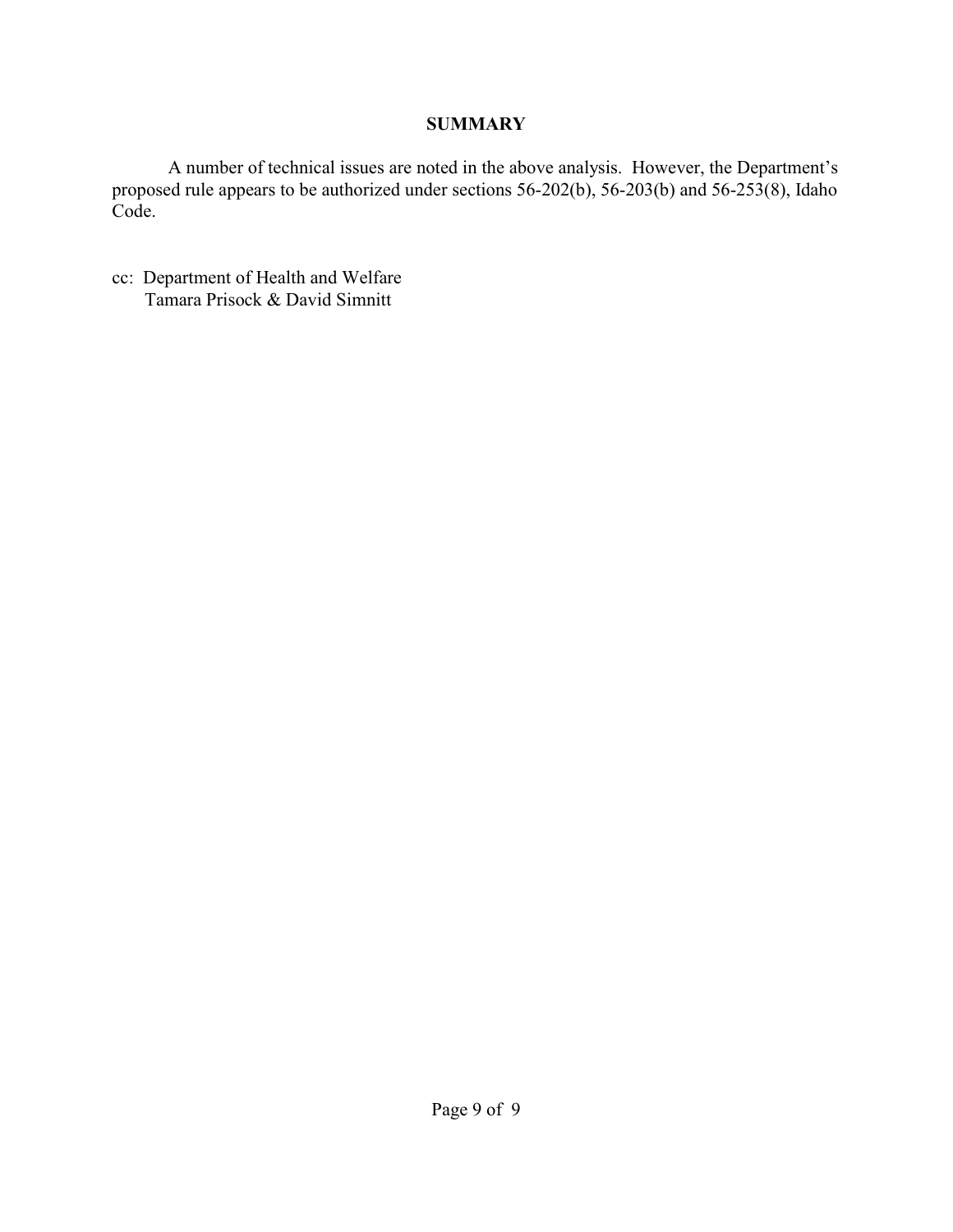## SUMMARY

A number of technical issues are noted in the above analysis. However, the Department's proposed rule appears to be authorized under sections 56-202(b), 56-203(b) and 56-253(8), Idaho Code.

cc: Department of Health and Welfare
Tamara Prisock & David Simnitt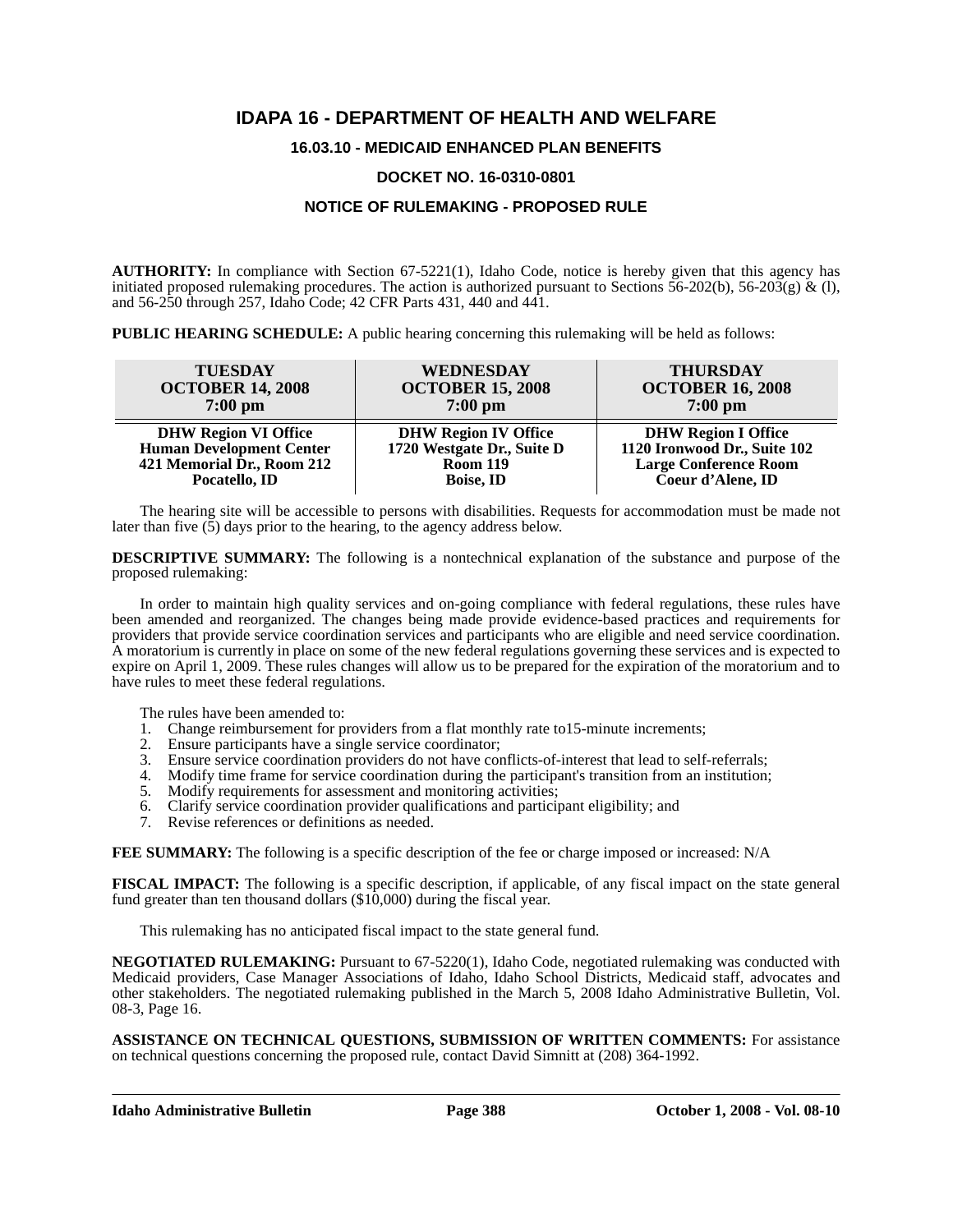# IDAPA 16 - DEPARTMENT OF HEALTH AND WELFARE

## 16.03.10 - MEDICAID ENHANCED PLAN BENEFITS

## DOCKET NO. 16-0310-0801

## NOTICE OF RULEMAKING - PROPOSED RULE

**AUTHORITY:** In compliance with Section 67-5221(1), Idaho Code, notice is hereby given that this agency has initiated proposed rulemaking procedures. The action is authorized pursuant to Sections 56-202(b), 56-203(g) & (l), and 56-250 through 257, Idaho Code; 42 CFR Parts 431, 440 and 441.

**PUBLIC HEARING SCHEDULE:** A public hearing concerning this rulemaking will be held as follows:

| TUESDAY<br>OCTOBER 14, 2008<br>7:00 pm | WEDNESDAY<br>OCTOBER 15, 2008<br>7:00 pm | THURSDAY<br>OCTOBER 16, 2008<br>7:00 pm |
|---|---|---|
| **DHW Region VI Office**<br>**Human Development Center**<br>**421 Memorial Dr., Room 212**<br>**Pocatello, ID** | **DHW Region IV Office**<br>**1720 Westgate Dr., Suite D**<br>**Room 119**<br>**Boise, ID** | **DHW Region I Office**<br>**1120 Ironwood Dr., Suite 102**<br>**Large Conference Room**<br>**Coeur d'Alene, ID** |

The hearing site will be accessible to persons with disabilities. Requests for accommodation must be made not later than five (5) days prior to the hearing, to the agency address below.

**DESCRIPTIVE SUMMARY:** The following is a nontechnical explanation of the substance and purpose of the proposed rulemaking:

In order to maintain high quality services and on-going compliance with federal regulations, these rules have been amended and reorganized. The changes being made provide evidence-based practices and requirements for providers that provide service coordination services and participants who are eligible and need service coordination. A moratorium is currently in place on some of the new federal regulations governing these services and is expected to expire on April 1, 2009. These rules changes will allow us to be prepared for the expiration of the moratorium and to have rules to meet these federal regulations.

The rules have been amended to:

1. Change reimbursement for providers from a flat monthly rate to15-minute increments;
2. Ensure participants have a single service coordinator;
3. Ensure service coordination providers do not have conflicts-of-interest that lead to self-referrals;
4. Modify time frame for service coordination during the participant's transition from an institution;
5. Modify requirements for assessment and monitoring activities;
6. Clarify service coordination provider qualifications and participant eligibility; and
7. Revise references or definitions as needed.

**FEE SUMMARY:** The following is a specific description of the fee or charge imposed or increased: N/A

**FISCAL IMPACT:** The following is a specific description, if applicable, of any fiscal impact on the state general fund greater than ten thousand dollars ($10,000) during the fiscal year.

This rulemaking has no anticipated fiscal impact to the state general fund.

**NEGOTIATED RULEMAKING:** Pursuant to 67-5220(1), Idaho Code, negotiated rulemaking was conducted with Medicaid providers, Case Manager Associations of Idaho, Idaho School Districts, Medicaid staff, advocates and other stakeholders. The negotiated rulemaking published in the March 5, 2008 Idaho Administrative Bulletin, Vol. 08-3, Page 16.

**ASSISTANCE ON TECHNICAL QUESTIONS, SUBMISSION OF WRITTEN COMMENTS:** For assistance on technical questions concerning the proposed rule, contact David Simnitt at (208) 364-1992.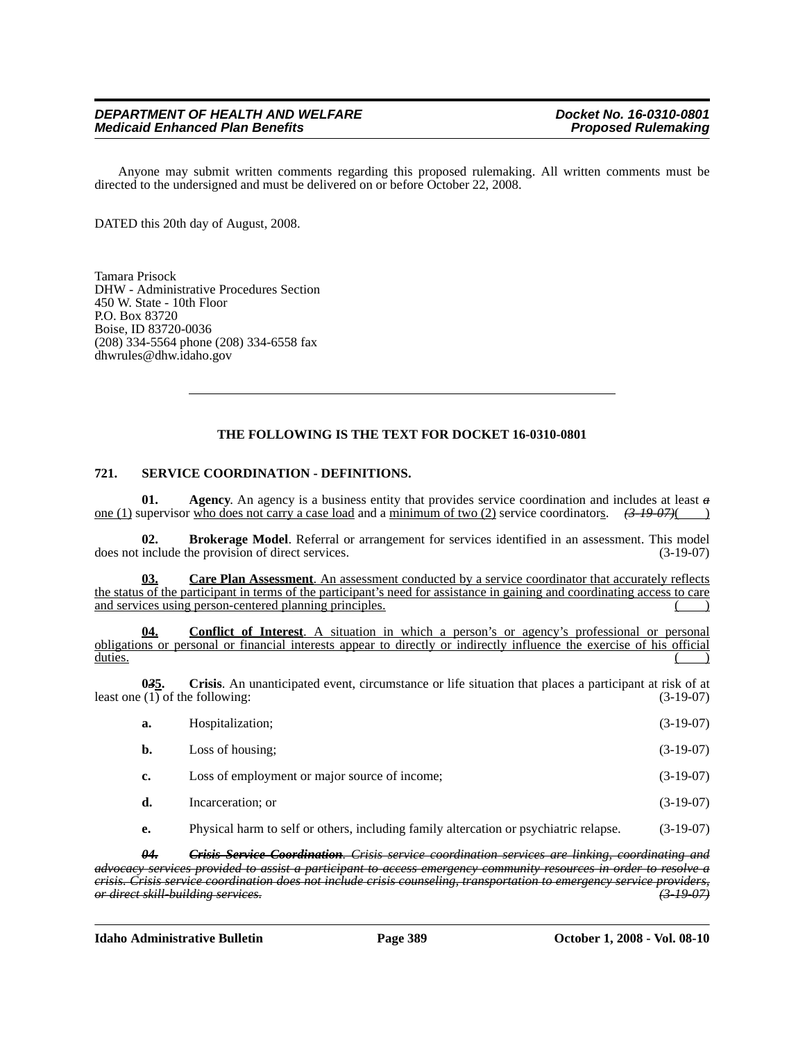Anyone may submit written comments regarding this proposed rulemaking. All written comments must be directed to the undersigned and must be delivered on or before October 22, 2008.

DATED this 20th day of August, 2008.

Tamara Prisock
DHW - Administrative Procedures Section
450 W. State - 10th Floor
P.O. Box 83720
Boise, ID 83720-0036
(208) 334-5564 phone (208) 334-6558 fax
dhwrules@dhw.idaho.gov

---

**THE FOLLOWING IS THE TEXT FOR DOCKET 16-0310-0801**

**721. SERVICE COORDINATION - DEFINITIONS.**

**01. Agency**. An agency is a business entity that provides service coordination and includes at least ~~*a*~~ <u>one (1)</u> supervisor <u>who does not carry a case load</u> and a <u>minimum of two (2)</u> service coordinator<u>s</u>. ~~*(3-19-07)*~~(    )

**02. Brokerage Model**. Referral or arrangement for services identified in an assessment. This model does not include the provision of direct services. (3-19-07)

<u>**03. Care Plan Assessment**. An assessment conducted by a service coordinator that accurately reflects the status of the participant in terms of the participant's need for assistance in gaining and coordinating access to care and services using person-centered planning principles. (    )</u>

<u>**04. Conflict of Interest**. A situation in which a person's or agency's professional or personal obligations or personal or financial interests appear to directly or indirectly influence the exercise of his official duties. (    )</u>

**0~~*3*~~<u>5</u>. Crisis**. An unanticipated event, circumstance or life situation that places a participant at risk of at least one (1) of the following: (3-19-07)

**a.** Hospitalization; (3-19-07)

**b.** Loss of housing; (3-19-07)

**c.** Loss of employment or major source of income; (3-19-07)

**d.** Incarceration; or (3-19-07)

**e.** Physical harm to self or others, including family altercation or psychiatric relapse. (3-19-07)

~~***04. Crisis Service Coordination**. Crisis service coordination services are linking, coordinating and advocacy services provided to assist a participant to access emergency community resources in order to resolve a crisis. Crisis service coordination does not include crisis counseling, transportation to emergency service providers, or direct skill-building services. (3-19-07)*~~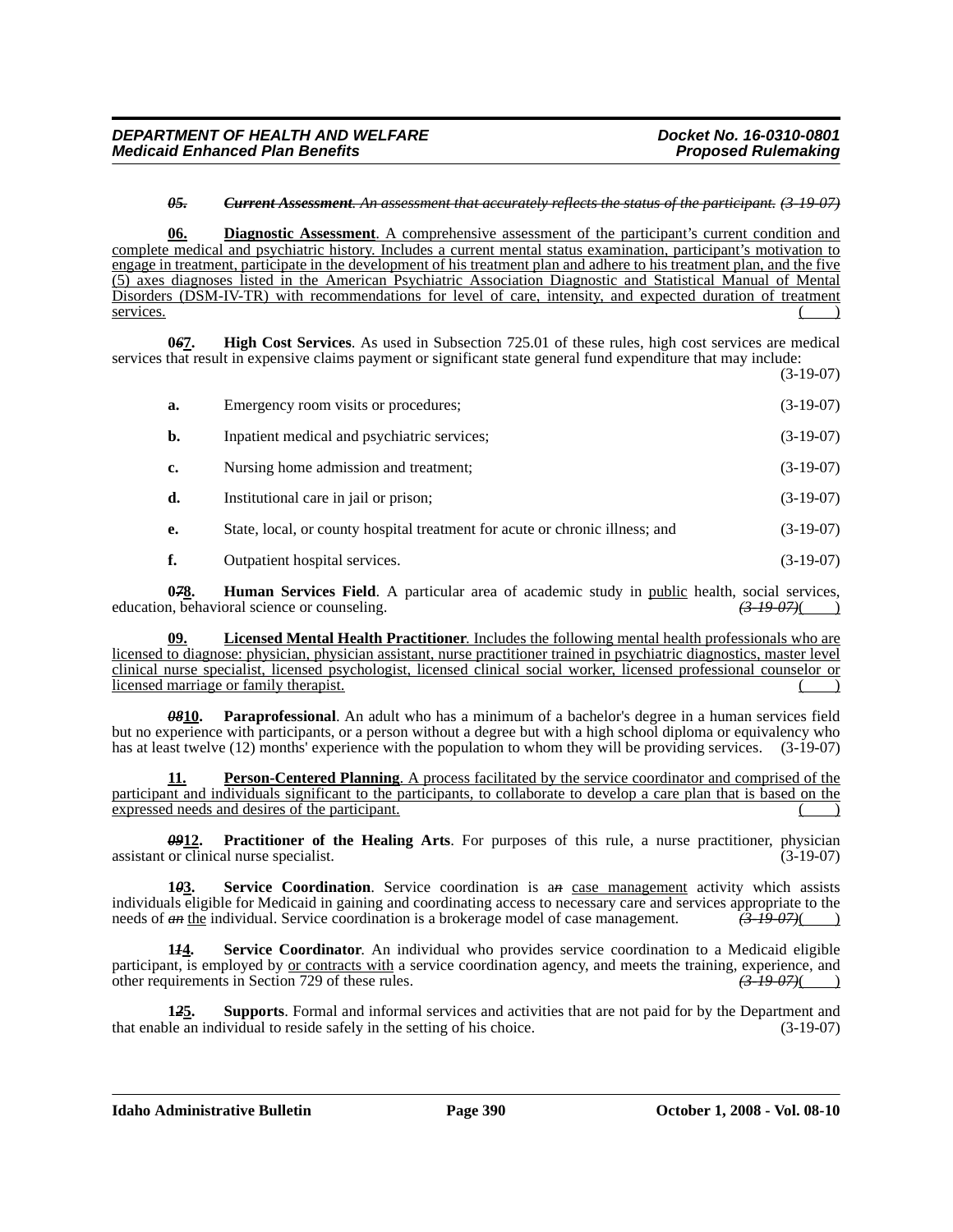***~~05.~~*** ***~~Current Assessment~~*** *~~. An assessment that accurately reflects the status of the participant.~~* *~~(3-19-07)~~*

**06. Diagnostic Assessment**. A comprehensive assessment of the participant's current condition and complete medical and psychiatric history. Includes a current mental status examination, participant's motivation to engage in treatment, participate in the development of his treatment plan and adhere to his treatment plan, and the five (5) axes diagnoses listed in the American Psychiatric Association Diagnostic and Statistical Manual of Mental Disorders (DSM-IV-TR) with recommendations for level of care, intensity, and expected duration of treatment services. (    )

**0*~~6~~*7. High Cost Services**. As used in Subsection 725.01 of these rules, high cost services are medical services that result in expensive claims payment or significant state general fund expenditure that may include: (3-19-07)

**a.** Emergency room visits or procedures; (3-19-07)

**b.** Inpatient medical and psychiatric services; (3-19-07)

**c.** Nursing home admission and treatment; (3-19-07)

**d.** Institutional care in jail or prison; (3-19-07)

**e.** State, local, or county hospital treatment for acute or chronic illness; and (3-19-07)

**f.** Outpatient hospital services. (3-19-07)

**0*~~7~~*8. Human Services Field**. A particular area of academic study in public health, social services, education, behavioral science or counseling. *~~(3-19-07)~~*(    )

**09. Licensed Mental Health Practitioner**. Includes the following mental health professionals who are licensed to diagnose: physician, physician assistant, nurse practitioner trained in psychiatric diagnostics, master level clinical nurse specialist, licensed psychologist, licensed clinical social worker, licensed professional counselor or licensed marriage or family therapist. (    )

***~~08~~*10. Paraprofessional**. An adult who has a minimum of a bachelor's degree in a human services field but no experience with participants, or a person without a degree but with a high school diploma or equivalency who has at least twelve (12) months' experience with the population to whom they will be providing services. (3-19-07)

**11. Person-Centered Planning**. A process facilitated by the service coordinator and comprised of the participant and individuals significant to the participants, to collaborate to develop a care plan that is based on the expressed needs and desires of the participant. (    )

***~~09~~*12. Practitioner of the Healing Arts**. For purposes of this rule, a nurse practitioner, physician assistant or clinical nurse specialist. (3-19-07)

**1*~~0~~*3. Service Coordination**. Service coordination is a*~~n~~* case management activity which assists individuals eligible for Medicaid in gaining and coordinating access to necessary care and services appropriate to the needs of *~~an~~* the individual. Service coordination is a brokerage model of case management. *~~(3-19-07)~~*(    )

**1*~~1~~*4. Service Coordinator**. An individual who provides service coordination to a Medicaid eligible participant, is employed by or contracts with a service coordination agency, and meets the training, experience, and other requirements in Section 729 of these rules. *~~(3-19-07)~~*(    )

**1*~~2~~*5. Supports**. Formal and informal services and activities that are not paid for by the Department and that enable an individual to reside safely in the setting of his choice. (3-19-07)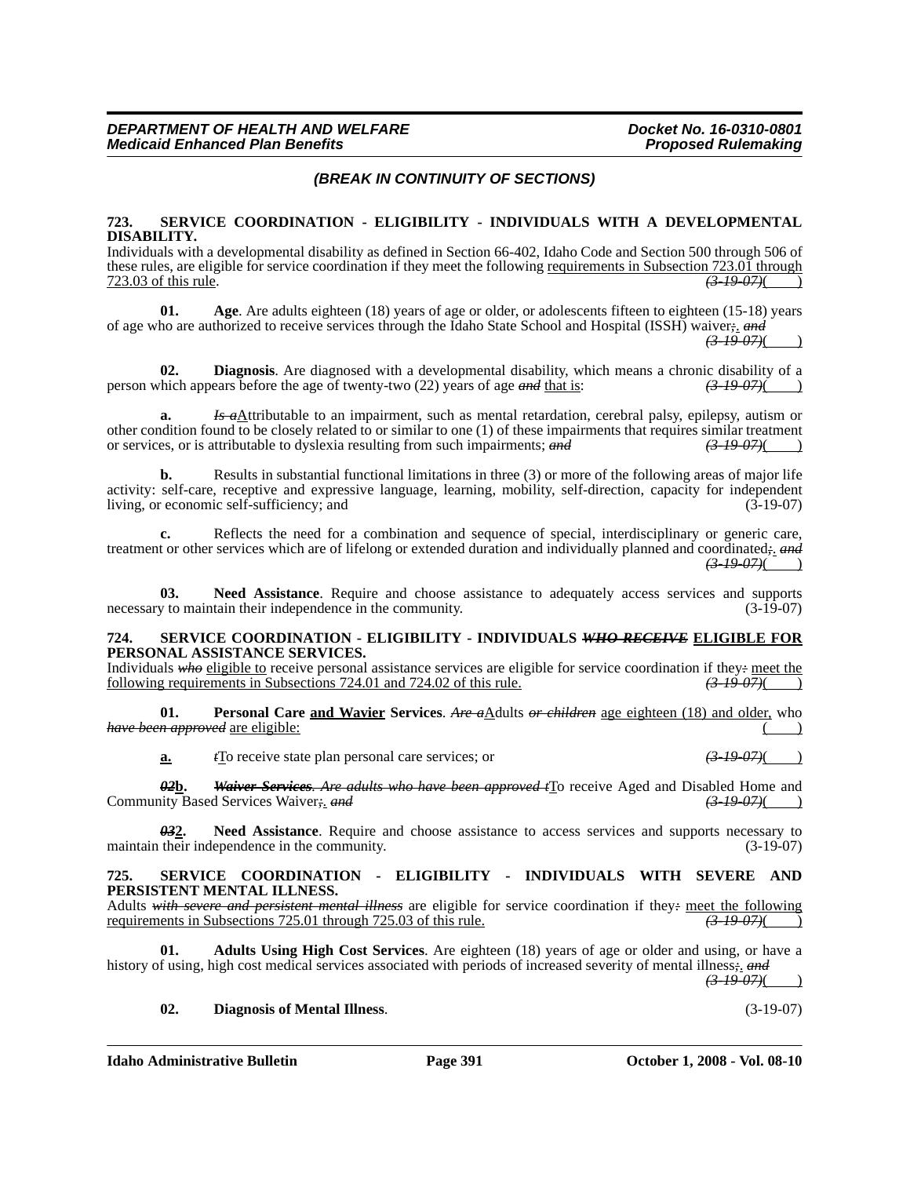*(BREAK IN CONTINUITY OF SECTIONS)*

**723. SERVICE COORDINATION - ELIGIBILITY - INDIVIDUALS WITH A DEVELOPMENTAL DISABILITY.**

Individuals with a developmental disability as defined in Section 66-402, Idaho Code and Section 500 through 506 of these rules, are eligible for service coordination if they meet the following requirements in Subsection 723.01 through 723.03 of this rule. *(3-19-07)*( )

**01. Age**. Are adults eighteen (18) years of age or older, or adolescents fifteen to eighteen (15-18) years of age who are authorized to receive services through the Idaho State School and Hospital (ISSH) waiver;. *and* *(3-19-07)*( )

**02. Diagnosis**. Are diagnosed with a developmental disability, which means a chronic disability of a person which appears before the age of twenty-two (22) years of age *and* that is: *(3-19-07)*( )

**a.** *Is a*Attributable to an impairment, such as mental retardation, cerebral palsy, epilepsy, autism or other condition found to be closely related to or similar to one (1) of these impairments that requires similar treatment or services, or is attributable to dyslexia resulting from such impairments; *and* *(3-19-07)*( )

**b.** Results in substantial functional limitations in three (3) or more of the following areas of major life activity: self-care, receptive and expressive language, learning, mobility, self-direction, capacity for independent living, or economic self-sufficiency; and (3-19-07)

**c.** Reflects the need for a combination and sequence of special, interdisciplinary or generic care, treatment or other services which are of lifelong or extended duration and individually planned and coordinated;. *and* *(3-19-07)*( )

**03. Need Assistance**. Require and choose assistance to adequately access services and supports necessary to maintain their independence in the community. (3-19-07)

**724. SERVICE COORDINATION - ELIGIBILITY - INDIVIDUALS *WHO RECEIVE* ELIGIBLE FOR PERSONAL ASSISTANCE SERVICES.**

Individuals *who* eligible to receive personal assistance services are eligible for service coordination if they*:* meet the following requirements in Subsections 724.01 and 724.02 of this rule. *(3-19-07)*( )

**01. Personal Care and Wavier Services**. *Are a*Adults *or children* age eighteen (18) and older, who *have been approved* are eligible: ( )

**a.** *t*To receive state plan personal care services; or *(3-19-07)*( )

***02*b.** ***Waiver Services**. Are adults who have been approved t*To receive Aged and Disabled Home and Community Based Services Waiver;. *and* *(3-19-07)*( )

***03*2. Need Assistance**. Require and choose assistance to access services and supports necessary to maintain their independence in the community. (3-19-07)

**725. SERVICE COORDINATION - ELIGIBILITY - INDIVIDUALS WITH SEVERE AND PERSISTENT MENTAL ILLNESS.**

Adults *with severe and persistent mental illness* are eligible for service coordination if they*:* meet the following requirements in Subsections 725.01 through 725.03 of this rule. *(3-19-07)*( )

**01. Adults Using High Cost Services**. Are eighteen (18) years of age or older and using, or have a history of using, high cost medical services associated with periods of increased severity of mental illness;. *and* *(3-19-07)*( )

**02. Diagnosis of Mental Illness**. (3-19-07)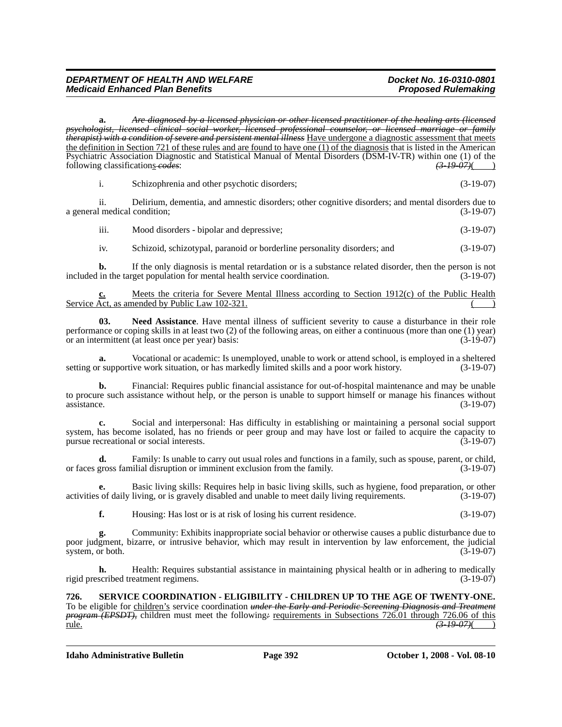**a.** ~~*Are diagnosed by a licensed physician or other licensed practitioner of the healing arts (licensed psychologist, licensed clinical social worker, licensed professional counselor, or licensed marriage or family therapist) with a condition of severe and persistent mental illness*~~ Have undergone a diagnostic assessment that meets the definition in Section 721 of these rules and are found to have one (1) of the diagnosis that is listed in the American Psychiatric Association Diagnostic and Statistical Manual of Mental Disorders (DSM-IV-TR) within one (1) of the following classifications ~~*codes*~~: ~~*(3-19-07)*~~( )

i. Schizophrenia and other psychotic disorders; (3-19-07)

ii. Delirium, dementia, and amnestic disorders; other cognitive disorders; and mental disorders due to a general medical condition; (3-19-07)

iii. Mood disorders - bipolar and depressive; (3-19-07)

iv. Schizoid, schizotypal, paranoid or borderline personality disorders; and (3-19-07)

**b.** If the only diagnosis is mental retardation or is a substance related disorder, then the person is not included in the target population for mental health service coordination. (3-19-07)

**c.** Meets the criteria for Severe Mental Illness according to Section 1912(c) of the Public Health Service Act, as amended by Public Law 102-321. ( )

**03. Need Assistance**. Have mental illness of sufficient severity to cause a disturbance in their role performance or coping skills in at least two (2) of the following areas, on either a continuous (more than one (1) year) or an intermittent (at least once per year) basis: (3-19-07)

**a.** Vocational or academic: Is unemployed, unable to work or attend school, is employed in a sheltered setting or supportive work situation, or has markedly limited skills and a poor work history. (3-19-07)

**b.** Financial: Requires public financial assistance for out-of-hospital maintenance and may be unable to procure such assistance without help, or the person is unable to support himself or manage his finances without assistance. (3-19-07)

**c.** Social and interpersonal: Has difficulty in establishing or maintaining a personal social support system, has become isolated, has no friends or peer group and may have lost or failed to acquire the capacity to pursue recreational or social interests. (3-19-07)

**d.** Family: Is unable to carry out usual roles and functions in a family, such as spouse, parent, or child, or faces gross familial disruption or imminent exclusion from the family. (3-19-07)

**e.** Basic living skills: Requires help in basic living skills, such as hygiene, food preparation, or other activities of daily living, or is gravely disabled and unable to meet daily living requirements. (3-19-07)

**f.** Housing: Has lost or is at risk of losing his current residence. (3-19-07)

**g.** Community: Exhibits inappropriate social behavior or otherwise causes a public disturbance due to poor judgment, bizarre, or intrusive behavior, which may result in intervention by law enforcement, the judicial system, or both. (3-19-07)

**h.** Health: Requires substantial assistance in maintaining physical health or in adhering to medically rigid prescribed treatment regimens. (3-19-07)

**726. SERVICE COORDINATION - ELIGIBILITY - CHILDREN UP TO THE AGE OF TWENTY-ONE.**
To be eligible for children's service coordination ~~*under the Early and Periodic Screening Diagnosis and Treatment program (EPSDT),*~~ children must meet the following~~*:*~~ requirements in Subsections 726.01 through 726.06 of this rule. ~~*(3-19-07)*~~( )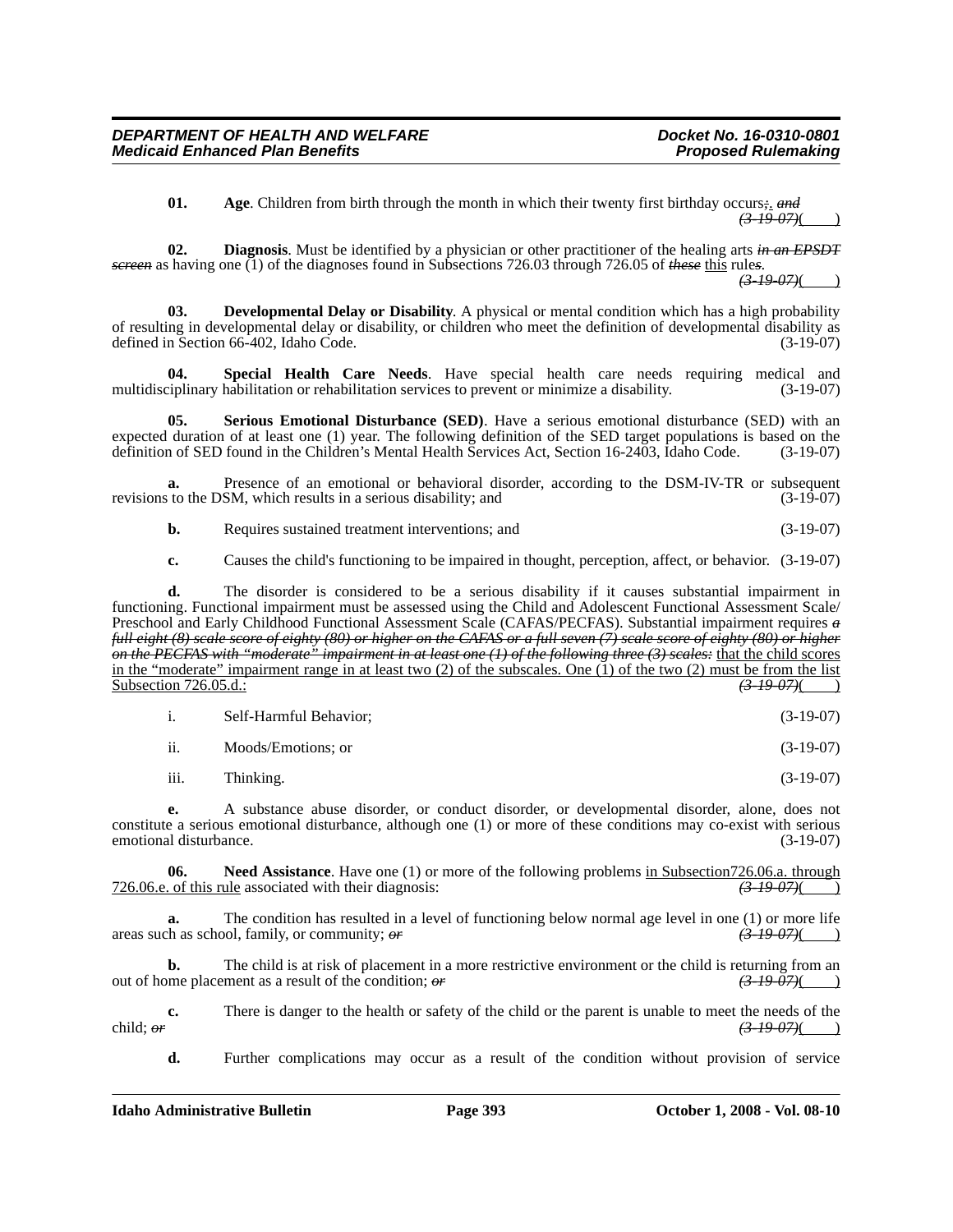**01. Age**. Children from birth through the month in which their twenty first birthday occurs~~;~~. ~~*and*~~ ~~*(3-19-07)*~~( )

**02. Diagnosis**. Must be identified by a physician or other practitioner of the healing arts ~~*in an EPSDT screen*~~ as having one (1) of the diagnoses found in Subsections 726.03 through 726.05 of ~~*these*~~ this rule~~*s*~~. ~~*(3-19-07)*~~( )

**03. Developmental Delay or Disability**. A physical or mental condition which has a high probability of resulting in developmental delay or disability, or children who meet the definition of developmental disability as defined in Section 66-402, Idaho Code. (3-19-07)

**04. Special Health Care Needs**. Have special health care needs requiring medical and multidisciplinary habilitation or rehabilitation services to prevent or minimize a disability. (3-19-07)

**05. Serious Emotional Disturbance (SED)**. Have a serious emotional disturbance (SED) with an expected duration of at least one (1) year. The following definition of the SED target populations is based on the definition of SED found in the Children's Mental Health Services Act, Section 16-2403, Idaho Code. (3-19-07)

**a.** Presence of an emotional or behavioral disorder, according to the DSM-IV-TR or subsequent revisions to the DSM, which results in a serious disability; and (3-19-07)

**b.** Requires sustained treatment interventions; and (3-19-07)

**c.** Causes the child's functioning to be impaired in thought, perception, affect, or behavior. (3-19-07)

**d.** The disorder is considered to be a serious disability if it causes substantial impairment in functioning. Functional impairment must be assessed using the Child and Adolescent Functional Assessment Scale/ Preschool and Early Childhood Functional Assessment Scale (CAFAS/PECFAS). Substantial impairment requires ~~*a full eight (8) scale score of eighty (80) or higher on the CAFAS or a full seven (7) scale score of eighty (80) or higher on the PECFAS with "moderate" impairment in at least one (1) of the following three (3) scales:*~~ that the child scores in the "moderate" impairment range in at least two (2) of the subscales. One (1) of the two (2) must be from the list Subsection 726.05.d.: ~~*(3-19-07)*~~( )

i. Self-Harmful Behavior; (3-19-07)

ii. Moods/Emotions; or (3-19-07)

iii. Thinking. (3-19-07)

**e.** A substance abuse disorder, or conduct disorder, or developmental disorder, alone, does not constitute a serious emotional disturbance, although one (1) or more of these conditions may co-exist with serious emotional disturbance. (3-19-07)

**06. Need Assistance**. Have one (1) or more of the following problems in Subsection726.06.a. through 726.06.e. of this rule associated with their diagnosis: ~~*(3-19-07)*~~( )

**a.** The condition has resulted in a level of functioning below normal age level in one (1) or more life areas such as school, family, or community; ~~*or*~~ ~~*(3-19-07)*~~( )

**b.** The child is at risk of placement in a more restrictive environment or the child is returning from an out of home placement as a result of the condition; ~~*or*~~ ~~*(3-19-07)*~~( )

**c.** There is danger to the health or safety of the child or the parent is unable to meet the needs of the child; ~~*or*~~ ~~*(3-19-07)*~~( )

**d.** Further complications may occur as a result of the condition without provision of service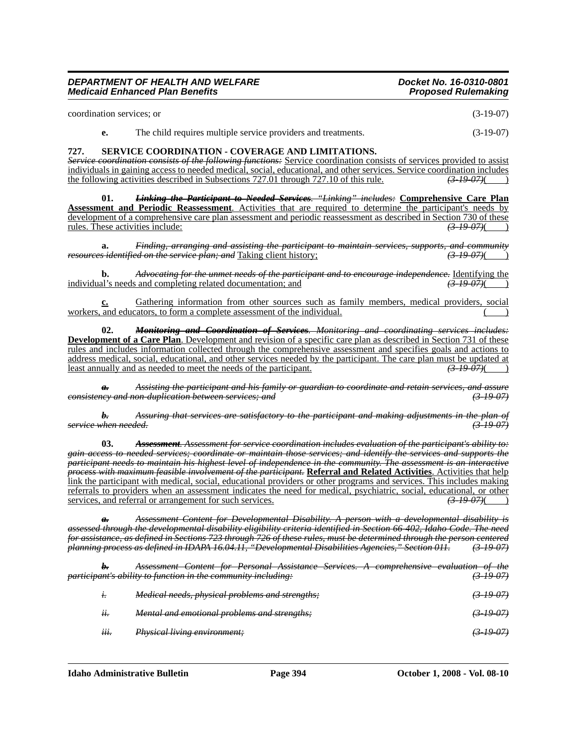coordination services; or (3-19-07)

**e.** The child requires multiple service providers and treatments. (3-19-07)

**727. SERVICE COORDINATION - COVERAGE AND LIMITATIONS.**

~~*Service coordination consists of the following functions:*~~ Service coordination consists of services provided to assist individuals in gaining access to needed medical, social, educational, and other services. Service coordination includes the following activities described in Subsections 727.01 through 727.10 of this rule. ~~*(3-19-07)*~~( )

**01.** ~~***Linking the Participant to Needed Services***~~. ~~*"Linking" includes:*~~ **Comprehensive Care Plan Assessment and Periodic Reassessment**. Activities that are required to determine the participant's needs by development of a comprehensive care plan assessment and periodic reassessment as described in Section 730 of these rules. These activities include: ~~*(3-19-07)*~~( )

**a.** ~~*Finding, arranging and assisting the participant to maintain services, supports, and community resources identified on the service plan; and*~~ Taking client history; ~~*(3-19-07)*~~( )

**b.** ~~*Advocating for the unmet needs of the participant and to encourage independence.*~~ Identifying the individual's needs and completing related documentation; and ~~*(3-19-07)*~~( )

**c.** Gathering information from other sources such as family members, medical providers, social workers, and educators, to form a complete assessment of the individual. ( )

**02.** ~~***Monitoring and Coordination of Services***~~. ~~*Monitoring and coordinating services includes:*~~ **Development of a Care Plan**. Development and revision of a specific care plan as described in Section 731 of these rules and includes information collected through the comprehensive assessment and specifies goals and actions to address medical, social, educational, and other services needed by the participant. The care plan must be updated at least annually and as needed to meet the needs of the participant. ~~*(3-19-07)*~~( )

~~***a.*** *Assisting the participant and his family or guardian to coordinate and retain services, and assure consistency and non-duplication between services; and* *(3-19-07)*~~

~~***b.*** *Assuring that services are satisfactory to the participant and making adjustments in the plan of service when needed.* *(3-19-07)*~~

**03.** ~~***Assessment***~~. ~~*Assessment for service coordination includes evaluation of the participant's ability to: gain access to needed services; coordinate or maintain those services; and identify the services and supports the participant needs to maintain his highest level of independence in the community. The assessment is an interactive process with maximum feasible involvement of the participant.*~~ **Referral and Related Activities**. Activities that help link the participant with medical, social, educational providers or other programs and services. This includes making referrals to providers when an assessment indicates the need for medical, psychiatric, social, educational, or other services, and referral or arrangement for such services. ~~*(3-19-07)*~~( )

~~***a.*** *Assessment Content for Developmental Disability. A person with a developmental disability is assessed through the developmental disability eligibility criteria identified in Section 66-402, Idaho Code. The need for assistance, as defined in Sections 723 through 726 of these rules, must be determined through the person centered planning process as defined in IDAPA 16.04.11, "Developmental Disabilities Agencies," Section 011.* *(3-19-07)*~~

~~***b.*** *Assessment Content for Personal Assistance Services. A comprehensive evaluation of the participant's ability to function in the community including:* *(3-19-07)*~~

~~*i. Medical needs, physical problems and strengths;* *(3-19-07)*~~

~~*ii. Mental and emotional problems and strengths;* *(3-19-07)*~~

~~*iii. Physical living environment;* *(3-19-07)*~~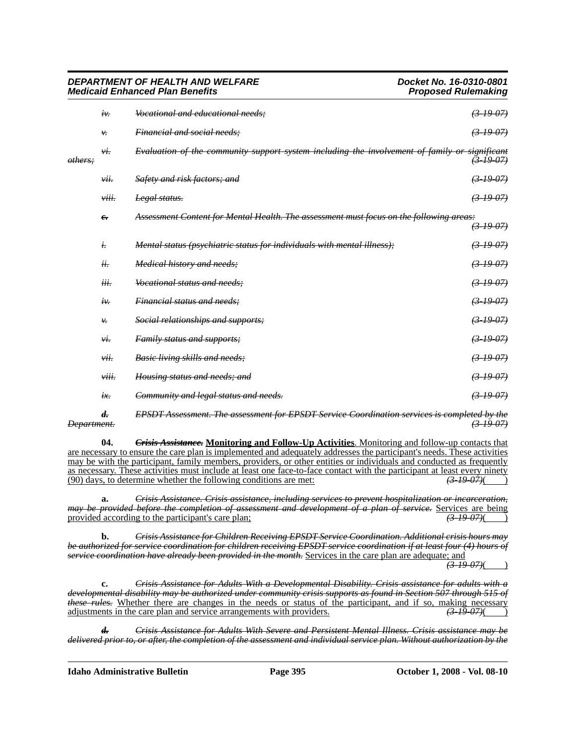iv. ~~*Vocational and educational needs;*~~ ~~*(3-19-07)*~~

v. ~~*Financial and social needs;*~~ ~~*(3-19-07)*~~

vi. ~~*Evaluation of the community support system including the involvement of family or significant others;*~~ ~~*(3-19-07)*~~

vii. ~~*Safety and risk factors; and*~~ ~~*(3-19-07)*~~

viii. ~~*Legal status.*~~ ~~*(3-19-07)*~~

~~***c.***~~ ~~*Assessment Content for Mental Health. The assessment must focus on the following areas:*~~ ~~*(3-19-07)*~~

i. ~~*Mental status (psychiatric status for individuals with mental illness);*~~ ~~*(3-19-07)*~~

ii. ~~*Medical history and needs;*~~ ~~*(3-19-07)*~~

iii. ~~*Vocational status and needs;*~~ ~~*(3-19-07)*~~

iv. ~~*Financial status and needs;*~~ ~~*(3-19-07)*~~

v. ~~*Social relationships and supports;*~~ ~~*(3-19-07)*~~

vi. ~~*Family status and supports;*~~ ~~*(3-19-07)*~~

vii. ~~*Basic living skills and needs;*~~ ~~*(3-19-07)*~~

viii. ~~*Housing status and needs; and*~~ ~~*(3-19-07)*~~

ix. ~~*Community and legal status and needs.*~~ ~~*(3-19-07)*~~

~~***d.***~~ ~~*EPSDT Assessment. The assessment for EPSDT Service Coordination services is completed by the Department.*~~ ~~*(3-19-07)*~~

**04.** ~~***Crisis Assistance.***~~ <u>**Monitoring and Follow-Up Activities**</u>. <u>Monitoring and follow-up contacts that are necessary to ensure the care plan is implemented and adequately addresses the participant's needs. These activities may be with the participant, family members, providers, or other entities or individuals and conducted as frequently as necessary. These activities must include at least one face-to-face contact with the participant at least every ninety (90) days, to determine whether the following conditions are met:</u> ~~*(3-19-07)*~~(____)

**a.** ~~*Crisis Assistance. Crisis assistance, including services to prevent hospitalization or incarceration, may be provided before the completion of assessment and development of a plan of service.*~~ <u>Services are being provided according to the participant's care plan;</u> ~~*(3-19-07)*~~(____)

**b.** ~~*Crisis Assistance for Children Receiving EPSDT Service Coordination. Additional crisis hours may be authorized for service coordination for children receiving EPSDT service coordination if at least four (4) hours of service coordination have already been provided in the month.*~~ <u>Services in the care plan are adequate; and</u> ~~*(3-19-07)*~~(____)

**c.** ~~*Crisis Assistance for Adults With a Developmental Disability. Crisis assistance for adults with a developmental disability may be authorized under community crisis supports as found in Section 507 through 515 of these rules.*~~ <u>Whether there are changes in the needs or status of the participant, and if so, making necessary adjustments in the care plan and service arrangements with providers.</u> ~~*(3-19-07)*~~(____)

~~***d.***~~ ~~*Crisis Assistance for Adults With Severe and Persistent Mental Illness. Crisis assistance may be delivered prior to, or after, the completion of the assessment and individual service plan. Without authorization by the*~~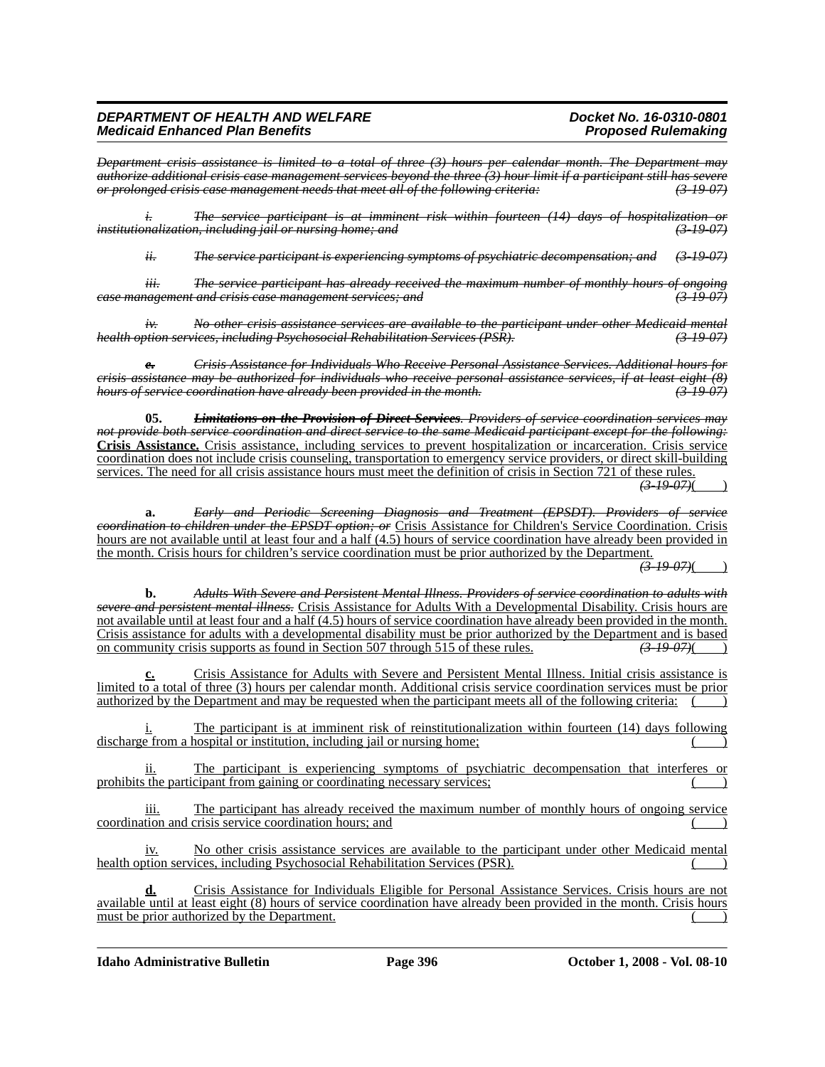*Department crisis assistance is limited to a total of three (3) hours per calendar month. The Department may authorize additional crisis case management services beyond the three (3) hour limit if a participant still has severe or prolonged crisis case management needs that meet all of the following criteria:* *(3-19-07)*

*i. The service participant is at imminent risk within fourteen (14) days of hospitalization or institutionalization, including jail or nursing home; and* *(3-19-07)*

*ii. The service participant is experiencing symptoms of psychiatric decompensation; and* *(3-19-07)*

*iii. The service participant has already received the maximum number of monthly hours of ongoing case management and crisis case management services; and* *(3-19-07)*

*iv. No other crisis assistance services are available to the participant under other Medicaid mental health option services, including Psychosocial Rehabilitation Services (PSR).* *(3-19-07)*

*e. Crisis Assistance for Individuals Who Receive Personal Assistance Services. Additional hours for crisis assistance may be authorized for individuals who receive personal assistance services, if at least eight (8) hours of service coordination have already been provided in the month.* *(3-19-07)*

**05.** ***Limitations on the Provision of Direct Services****. Providers of service coordination services may not provide both service coordination and direct service to the same Medicaid participant except for the following:* **Crisis Assistance.** Crisis assistance, including services to prevent hospitalization or incarceration. Crisis service coordination does not include crisis counseling, transportation to emergency service providers, or direct skill-building services. The need for all crisis assistance hours must meet the definition of crisis in Section 721 of these rules. *(3-19-07)*( )

**a.** *Early and Periodic Screening Diagnosis and Treatment (EPSDT). Providers of service coordination to children under the EPSDT option; or* Crisis Assistance for Children's Service Coordination. Crisis hours are not available until at least four and a half (4.5) hours of service coordination have already been provided in the month. Crisis hours for children's service coordination must be prior authorized by the Department. *(3-19-07)*( )

**b.** *Adults With Severe and Persistent Mental Illness. Providers of service coordination to adults with severe and persistent mental illness.* Crisis Assistance for Adults With a Developmental Disability. Crisis hours are not available until at least four and a half (4.5) hours of service coordination have already been provided in the month. Crisis assistance for adults with a developmental disability must be prior authorized by the Department and is based on community crisis supports as found in Section 507 through 515 of these rules. *(3-19-07)*( )

**c.** Crisis Assistance for Adults with Severe and Persistent Mental Illness. Initial crisis assistance is limited to a total of three (3) hours per calendar month. Additional crisis service coordination services must be prior authorized by the Department and may be requested when the participant meets all of the following criteria: ( )

i. The participant is at imminent risk of reinstitutionalization within fourteen (14) days following discharge from a hospital or institution, including jail or nursing home; ( )

ii. The participant is experiencing symptoms of psychiatric decompensation that interferes or prohibits the participant from gaining or coordinating necessary services; ( )

iii. The participant has already received the maximum number of monthly hours of ongoing service coordination and crisis service coordination hours; and ( )

iv. No other crisis assistance services are available to the participant under other Medicaid mental health option services, including Psychosocial Rehabilitation Services (PSR). ( )

**d.** Crisis Assistance for Individuals Eligible for Personal Assistance Services. Crisis hours are not available until at least eight (8) hours of service coordination have already been provided in the month. Crisis hours must be prior authorized by the Department. ( )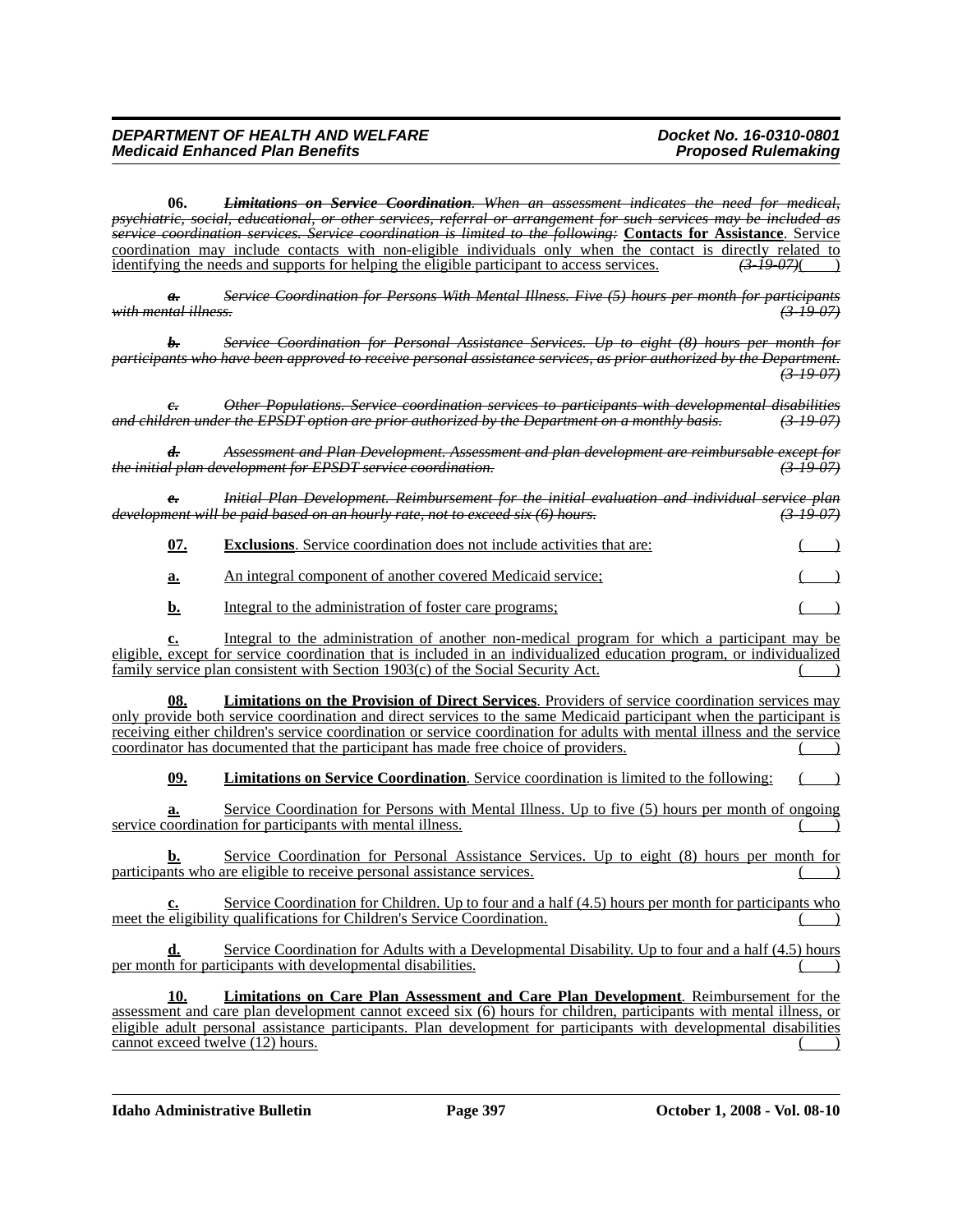**06.** ~~***Limitations on Service Coordination***~~. ~~*When an assessment indicates the need for medical, psychiatric, social, educational, or other services, referral or arrangement for such services may be included as service coordination services. Service coordination is limited to the following:*~~ **Contacts for Assistance**. Service coordination may include contacts with non-eligible individuals only when the contact is directly related to identifying the needs and supports for helping the eligible participant to access services. ~~*(3-19-07)*~~( )

~~***a.***~~ ~~*Service Coordination for Persons With Mental Illness. Five (5) hours per month for participants with mental illness.*~~ ~~*(3-19-07)*~~

~~***b.***~~ ~~*Service Coordination for Personal Assistance Services. Up to eight (8) hours per month for participants who have been approved to receive personal assistance services, as prior authorized by the Department.*~~ ~~*(3-19-07)*~~

~~***c.***~~ ~~*Other Populations. Service coordination services to participants with developmental disabilities and children under the EPSDT option are prior authorized by the Department on a monthly basis.*~~ ~~*(3-19-07)*~~

~~***d.***~~ ~~*Assessment and Plan Development. Assessment and plan development are reimbursable except for the initial plan development for EPSDT service coordination.*~~ ~~*(3-19-07)*~~

~~***e.***~~ ~~*Initial Plan Development. Reimbursement for the initial evaluation and individual service plan development will be paid based on an hourly rate, not to exceed six (6) hours.*~~ ~~*(3-19-07)*~~

**07.** **Exclusions**. Service coordination does not include activities that are: ( )

**a.** An integral component of another covered Medicaid service; ( )

**b.** Integral to the administration of foster care programs; ( )

**c.** Integral to the administration of another non-medical program for which a participant may be eligible, except for service coordination that is included in an individualized education program, or individualized family service plan consistent with Section 1903(c) of the Social Security Act. ( )

**08.** **Limitations on the Provision of Direct Services**. Providers of service coordination services may only provide both service coordination and direct services to the same Medicaid participant when the participant is receiving either children's service coordination or service coordination for adults with mental illness and the service coordinator has documented that the participant has made free choice of providers. ( )

**09.** **Limitations on Service Coordination**. Service coordination is limited to the following: ( )

**a.** Service Coordination for Persons with Mental Illness. Up to five (5) hours per month of ongoing service coordination for participants with mental illness. ( )

**b.** Service Coordination for Personal Assistance Services. Up to eight (8) hours per month for participants who are eligible to receive personal assistance services. ( )

**c.** Service Coordination for Children. Up to four and a half (4.5) hours per month for participants who meet the eligibility qualifications for Children's Service Coordination. ( )

**d.** Service Coordination for Adults with a Developmental Disability. Up to four and a half (4.5) hours per month for participants with developmental disabilities. ( )

**10.** **Limitations on Care Plan Assessment and Care Plan Development**. Reimbursement for the assessment and care plan development cannot exceed six (6) hours for children, participants with mental illness, or eligible adult personal assistance participants. Plan development for participants with developmental disabilities cannot exceed twelve (12) hours. ( )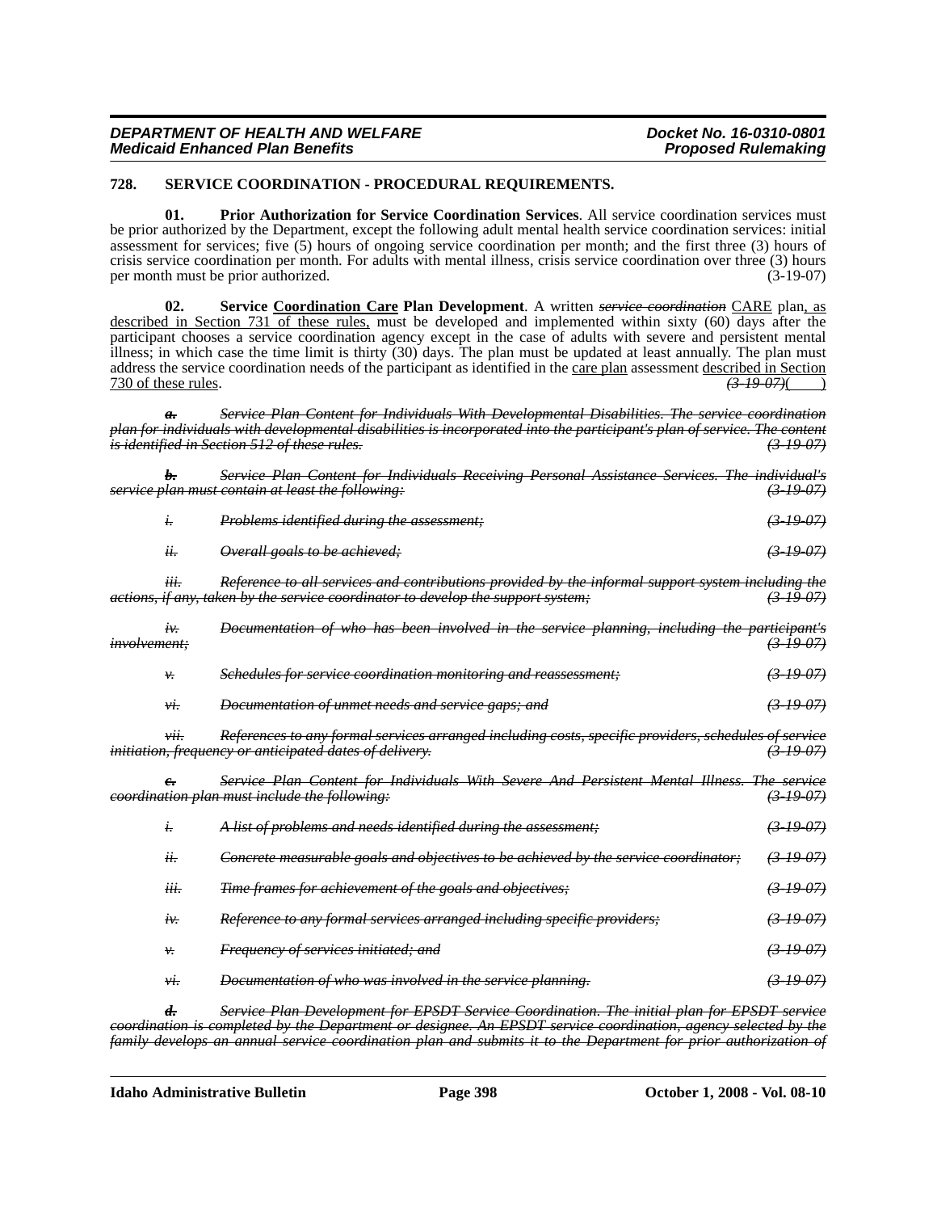**728. SERVICE COORDINATION - PROCEDURAL REQUIREMENTS.**

**01. Prior Authorization for Service Coordination Services**. All service coordination services must be prior authorized by the Department, except the following adult mental health service coordination services: initial assessment for services; five (5) hours of ongoing service coordination per month; and the first three (3) hours of crisis service coordination per month. For adults with mental illness, crisis service coordination over three (3) hours per month must be prior authorized. (3-19-07)

**02. Service Coordination Care Plan Development**. A written ~~*service coordination*~~ CARE plan, as described in Section 731 of these rules, must be developed and implemented within sixty (60) days after the participant chooses a service coordination agency except in the case of adults with severe and persistent mental illness; in which case the time limit is thirty (30) days. The plan must be updated at least annually. The plan must address the service coordination needs of the participant as identified in the care plan assessment described in Section 730 of these rules. ~~*(3-19-07)*~~( )

~~*a. Service Plan Content for Individuals With Developmental Disabilities. The service coordination plan for individuals with developmental disabilities is incorporated into the participant's plan of service. The content is identified in Section 512 of these rules. (3-19-07)*~~

~~*b. Service Plan Content for Individuals Receiving Personal Assistance Services. The individual's service plan must contain at least the following: (3-19-07)*~~

~~*i. Problems identified during the assessment; (3-19-07)*~~

~~*ii. Overall goals to be achieved; (3-19-07)*~~

~~*iii. Reference to all services and contributions provided by the informal support system including the actions, if any, taken by the service coordinator to develop the support system; (3-19-07)*~~

~~*iv. Documentation of who has been involved in the service planning, including the participant's involvement; (3-19-07)*~~

~~*v. Schedules for service coordination monitoring and reassessment; (3-19-07)*~~

~~*vi. Documentation of unmet needs and service gaps; and (3-19-07)*~~

~~*vii. References to any formal services arranged including costs, specific providers, schedules of service initiation, frequency or anticipated dates of delivery. (3-19-07)*~~

~~*c. Service Plan Content for Individuals With Severe And Persistent Mental Illness. The service coordination plan must include the following: (3-19-07)*~~

~~*i. A list of problems and needs identified during the assessment; (3-19-07)*~~

~~*ii. Concrete measurable goals and objectives to be achieved by the service coordinator; (3-19-07)*~~

~~*iii. Time frames for achievement of the goals and objectives; (3-19-07)*~~

~~*iv. Reference to any formal services arranged including specific providers; (3-19-07)*~~

~~*v. Frequency of services initiated; and (3-19-07)*~~

~~*vi. Documentation of who was involved in the service planning. (3-19-07)*~~

~~*d. Service Plan Development for EPSDT Service Coordination. The initial plan for EPSDT service coordination is completed by the Department or designee. An EPSDT service coordination, agency selected by the family develops an annual service coordination plan and submits it to the Department for prior authorization of*~~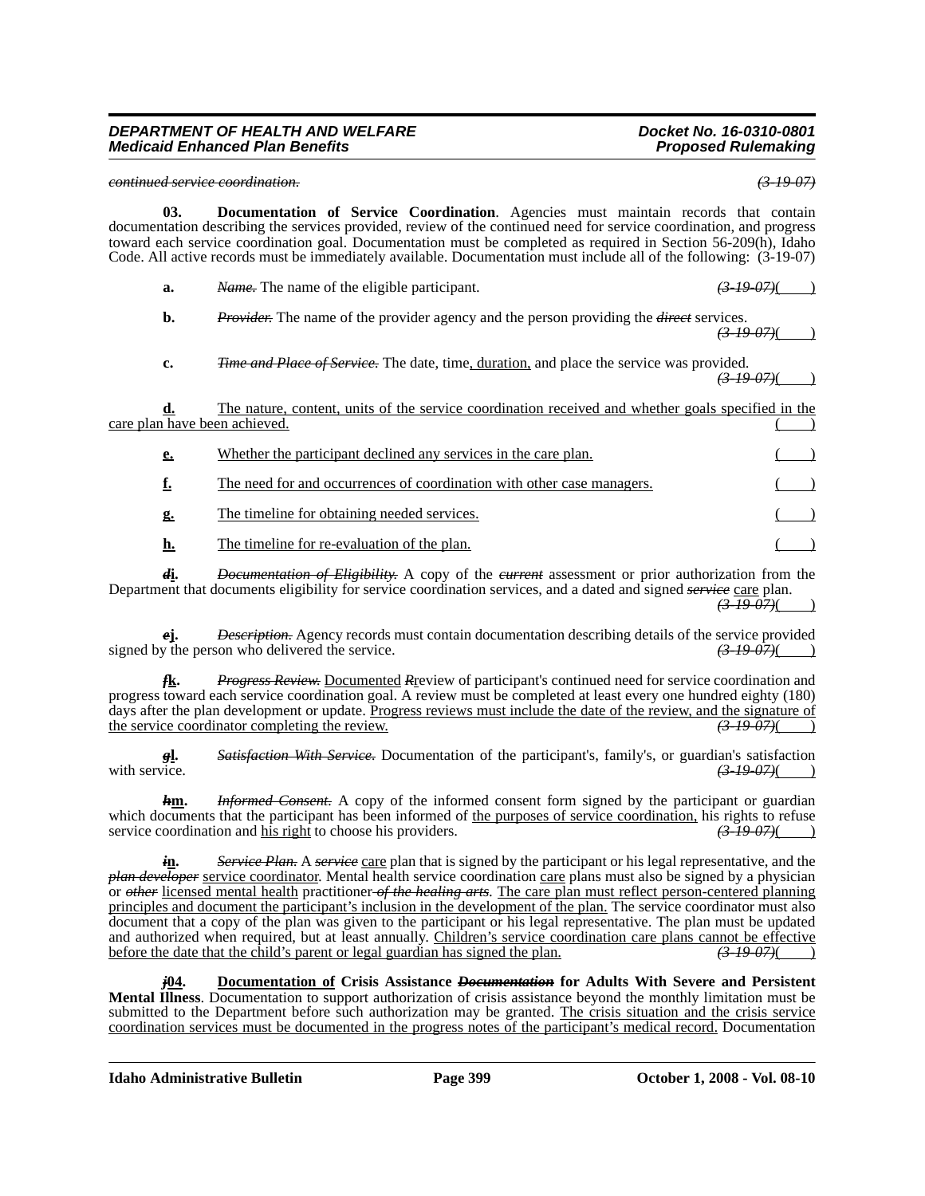~~*continued service coordination.*~~ ~~*(3-19-07)*~~

**03. Documentation of Service Coordination**. Agencies must maintain records that contain documentation describing the services provided, review of the continued need for service coordination, and progress toward each service coordination goal. Documentation must be completed as required in Section 56-209(h), Idaho Code. All active records must be immediately available. Documentation must include all of the following: (3-19-07)

**a.** ~~*Name.*~~ The name of the eligible participant. ~~*(3-19-07)*~~( )

**b.** ~~*Provider.*~~ The name of the provider agency and the person providing the ~~*direct*~~ services. ~~*(3-19-07)*~~( )

**c.** ~~*Time and Place of Service.*~~ The date, time<u>, duration,</u> and place the service was provided. ~~*(3-19-07)*~~( )

<u>**d.**</u> <u>The nature, content, units of the service coordination received and whether goals specified in the care plan have been achieved.</u> ( )

<u>**e.**</u> <u>Whether the participant declined any services in the care plan.</u> ( )

<u>**f.**</u> <u>The need for and occurrences of coordination with other case managers.</u> ( )

<u>**g.**</u> <u>The timeline for obtaining needed services.</u> ( )

<u>**h.**</u> <u>The timeline for re-evaluation of the plan.</u> ( )

~~***d***~~<u>**i.**</u> ~~*Documentation of Eligibility.*~~ A copy of the ~~*current*~~ assessment or prior authorization from the Department that documents eligibility for service coordination services, and a dated and signed ~~*service*~~ <u>care</u> plan. ~~*(3-19-07)*~~( )

~~***e***~~<u>**j.**</u> ~~*Description.*~~ Agency records must contain documentation describing details of the service provided signed by the person who delivered the service. ~~*(3-19-07)*~~( )

~~***f***~~<u>**k.**</u> ~~*Progress Review.*~~ <u>Documented</u> ~~*R*~~<u>r</u>eview of participant's continued need for service coordination and progress toward each service coordination goal. A review must be completed at least every one hundred eighty (180) days after the plan development or update. <u>Progress reviews must include the date of the review, and the signature of the service coordinator completing the review.</u> ~~*(3-19-07)*~~( )

~~***g***~~<u>**l.**</u> ~~*Satisfaction With Service.*~~ Documentation of the participant's, family's, or guardian's satisfaction with service. ~~*(3-19-07)*~~( )

~~***h***~~<u>**m.**</u> ~~*Informed Consent.*~~ A copy of the informed consent form signed by the participant or guardian which documents that the participant has been informed of <u>the purposes of service coordination,</u> his rights to refuse service coordination and <u>his right</u> to choose his providers. ~~*(3-19-07)*~~( )

~~***i***~~<u>**n.**</u> ~~*Service Plan.*~~ A ~~*service*~~ <u>care</u> plan that is signed by the participant or his legal representative, and the ~~*plan developer*~~ <u>service coordinator</u>. Mental health service coordination <u>care</u> plans must also be signed by a physician or ~~*other*~~ <u>licensed mental health</u> practitioner ~~*of the healing arts*~~. <u>The care plan must reflect person-centered planning principles and document the participant's inclusion in the development of the plan.</u> The service coordinator must also document that a copy of the plan was given to the participant or his legal representative. The plan must be updated and authorized when required, but at least annually. <u>Children's service coordination care plans cannot be effective before the date that the child's parent or legal guardian has signed the plan.</u> ~~*(3-19-07)*~~( )

~~***j***~~<u>**04.**</u> <u>**Documentation of**</u> **Crisis Assistance** ~~***Documentation***~~ **for Adults With Severe and Persistent Mental Illness**. Documentation to support authorization of crisis assistance beyond the monthly limitation must be submitted to the Department before such authorization may be granted. <u>The crisis situation and the crisis service coordination services must be documented in the progress notes of the participant's medical record.</u> Documentation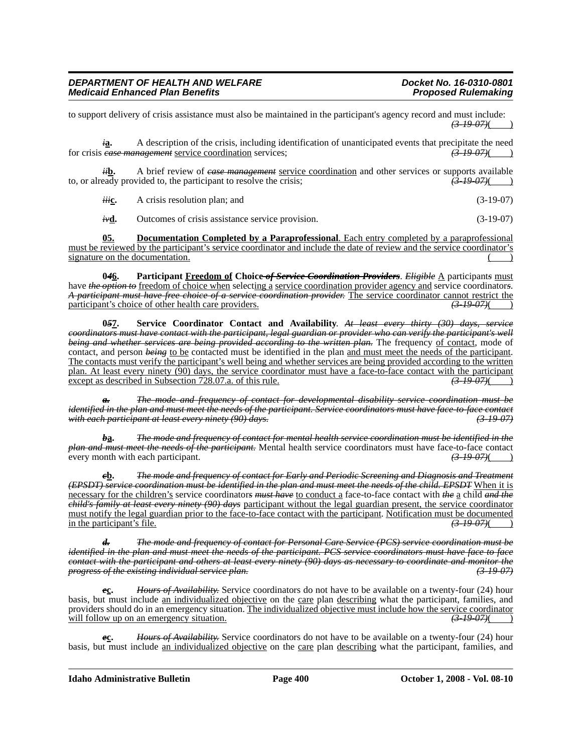to support delivery of crisis assistance must also be maintained in the participant's agency record and must include: ~~(3-19-07)~~( )

~~*i*~~**a.** A description of the crisis, including identification of unanticipated events that precipitate the need for crisis ~~*case management*~~ service coordination services; ~~(3-19-07)~~( )

~~*ii*~~**b.** A brief review of ~~*case management*~~ service coordination and other services or supports available to, or already provided to, the participant to resolve the crisis; ~~(3-19-07)~~( )

~~*iii*~~**c.** A crisis resolution plan; and (3-19-07)

~~*iv*~~**d.** Outcomes of crisis assistance service provision. (3-19-07)

**05. Documentation Completed by a Paraprofessional**. Each entry completed by a paraprofessional must be reviewed by the participant's service coordinator and include the date of review and the service coordinator's signature on the documentation. ( )

**0~~*4*~~6. Participant Freedom of Choice ~~*of Service Coordination Providers*~~**. ~~*Eligible*~~ A participant~~*s*~~ must have ~~*the option to*~~ freedom of choice when selecting a service coordination provider agency and service coordinator~~*s*~~. ~~*A participant must have free choice of a service coordination provider.*~~ The service coordinator cannot restrict the participant's choice of other health care providers. ~~(3-19-07)~~( )

**0~~*5*~~7. Service Coordinator Contact and Availability**. ~~*At least every thirty (30) days, service coordinators must have contact with the participant, legal guardian or provider who can verify the participant's well being and whether services are being provided according to the written plan.*~~ The frequency of contact, mode of contact, and person ~~*being*~~ to be contacted must be identified in the plan and must meet the needs of the participant. The contacts must verify the participant's well being and whether services are being provided according to the written plan. At least every ninety (90) days, the service coordinator must have a face-to-face contact with the participant except as described in Subsection 728.07.a. of this rule. ~~(3-19-07)~~( )

~~***a.*** *The mode and frequency of contact for developmental disability service coordination must be identified in the plan and must meet the needs of the participant. Service coordinators must have face-to-face contact with each participant at least every ninety (90) days.* (3-19-07)~~

~~***b***~~**a.** ~~*The mode and frequency of contact for mental health service coordination must be identified in the plan and must meet the needs of the participant.*~~ Mental health service coordinators must have face-to-face contact every month with each participant. ~~(3-19-07)~~( )

~~***c***~~**b.** ~~*The mode and frequency of contact for Early and Periodic Screening and Diagnosis and Treatment (EPSDT) service coordination must be identified in the plan and must meet the needs of the child. EPSDT*~~ When it is necessary for the children's service coordinator~~*s*~~ ~~*must have*~~ to conduct a face-to-face contact with ~~*the*~~ a child ~~*and the child's family at least every ninety (90) days*~~ participant without the legal guardian present, the service coordinator must notify the legal guardian prior to the face-to-face contact with the participant. Notification must be documented in the participant's file. ~~(3-19-07)~~( )

~~***d.*** *The mode and frequency of contact for Personal Care Service (PCS) service coordination must be identified in the plan and must meet the needs of the participant. PCS service coordinators must have face to face contact with the participant and others at least every ninety (90) days as necessary to coordinate and monitor the progress of the existing individual service plan.* (3-19-07)~~

~~***e***~~**c.** ~~*Hours of Availability.*~~ Service coordinators do not have to be available on a twenty-four (24) hour basis, but must include an individualized objective on the care plan describing what the participant, families, and providers should do in an emergency situation. The individualized objective must include how the service coordinator will follow up on an emergency situation. ~~(3-19-07)~~( )

~~***e***~~**c.** ~~*Hours of Availability.*~~ Service coordinators do not have to be available on a twenty-four (24) hour basis, but must include an individualized objective on the care plan describing what the participant, families, and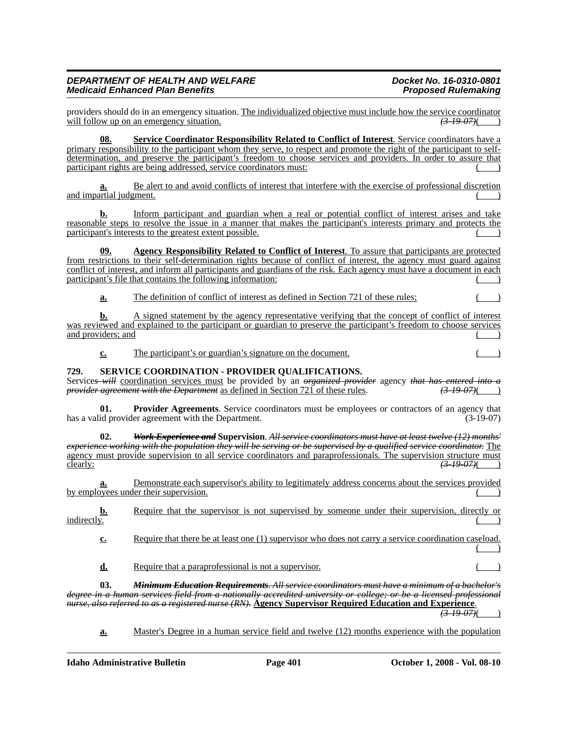providers should do in an emergency situation. The individualized objective must include how the service coordinator will follow up on an emergency situation. ~~(3-19-07)~~( )

**08. Service Coordinator Responsibility Related to Conflict of Interest**. Service coordinators have a primary responsibility to the participant whom they serve, to respect and promote the right of the participant to self-determination, and preserve the participant's freedom to choose services and providers. In order to assure that participant rights are being addressed, service coordinators must: ( )

**a.** Be alert to and avoid conflicts of interest that interfere with the exercise of professional discretion and impartial judgment. ( )

**b.** Inform participant and guardian when a real or potential conflict of interest arises and take reasonable steps to resolve the issue in a manner that makes the participant's interests primary and protects the participant's interests to the greatest extent possible. ( )

**09. Agency Responsibility Related to Conflict of Interest**. To assure that participants are protected from restrictions to their self-determination rights because of conflict of interest, the agency must guard against conflict of interest, and inform all participants and guardians of the risk. Each agency must have a document in each participant's file that contains the following information: ( )

**a.** The definition of conflict of interest as defined in Section 721 of these rules; ( )

**b.** A signed statement by the agency representative verifying that the concept of conflict of interest was reviewed and explained to the participant or guardian to preserve the participant's freedom to choose services and providers; and ( )

**c.** The participant's or guardian's signature on the document. ( )

**729. SERVICE COORDINATION - PROVIDER QUALIFICATIONS.**

Service~~s will~~ coordination services must be provided by an ~~*organized provider*~~ agency ~~*that has entered into a provider agreement with the Department*~~ as defined in Section 721 of these rules. ~~(3-19-07)~~( )

**01. Provider Agreements**. Service coordinators must be employees or contractors of an agency that has a valid provider agreement with the Department. (3-19-07)

**02. ~~*Work Experience and*~~ Supervision**. ~~*All service coordinators must have at least twelve (12) months' experience working with the population they will be serving or be supervised by a qualified service coordinator.*~~ The agency must provide supervision to all service coordinators and paraprofessionals. The supervision structure must clearly: ~~(3-19-07)~~( )

**a.** Demonstrate each supervisor's ability to legitimately address concerns about the services provided by employees under their supervision. ( )

**b.** Require that the supervisor is not supervised by someone under their supervision, directly or indirectly. ( )

**c.** Require that there be at least one (1) supervisor who does not carry a service coordination caseload. ( )

**d.** Require that a paraprofessional is not a supervisor. ( )

**03. ~~*Minimum Education Requirements*~~**. ~~*All service coordinators must have a minimum of a bachelor's degree in a human services field from a nationally accredited university or college; or be a licensed professional nurse, also referred to as a registered nurse (RN).*~~ **Agency Supervisor Required Education and Experience**. ~~(3-19-07)~~( )

**a.** Master's Degree in a human service field and twelve (12) months experience with the population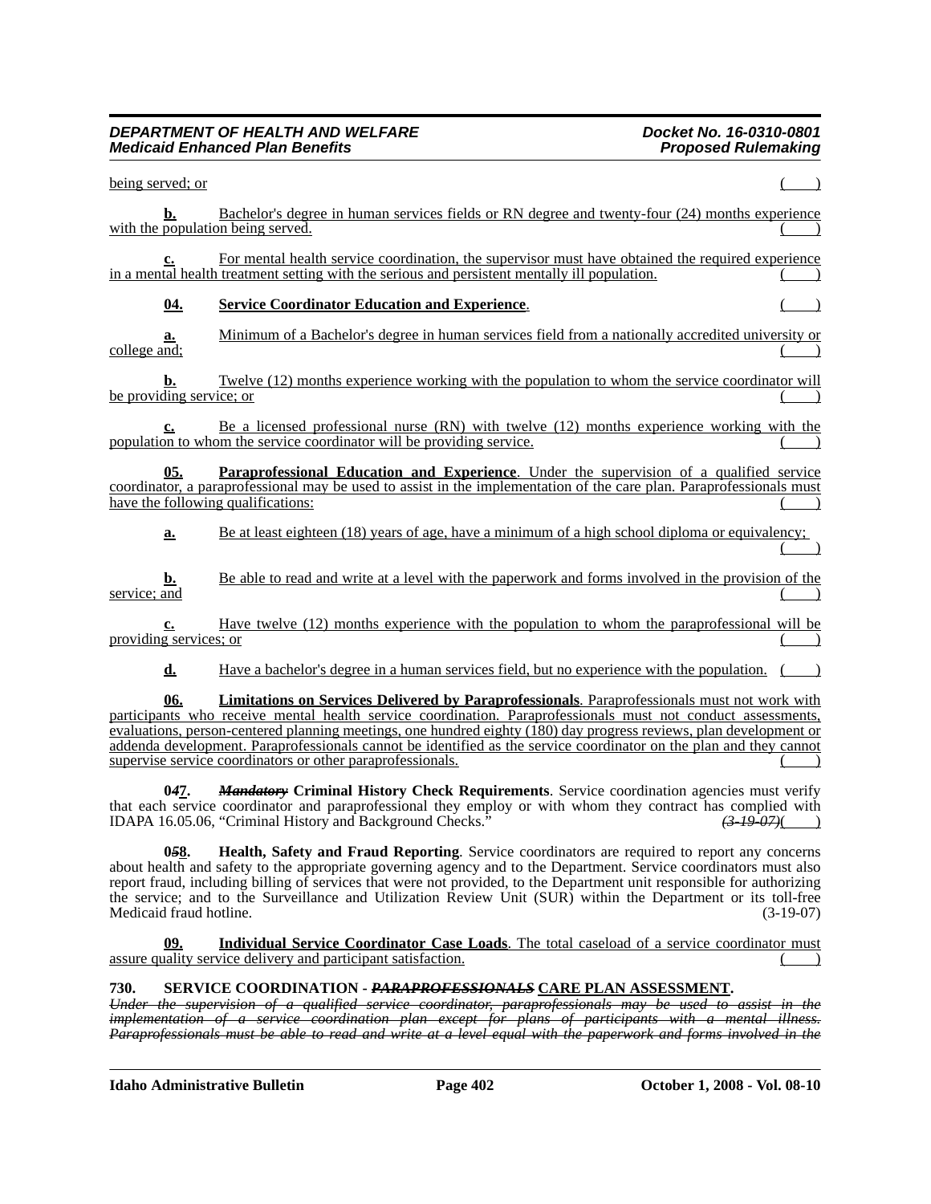being served; or ( )

**b.** Bachelor's degree in human services fields or RN degree and twenty-four (24) months experience with the population being served. ( )

**c.** For mental health service coordination, the supervisor must have obtained the required experience in a mental health treatment setting with the serious and persistent mentally ill population. ( )

**04. Service Coordinator Education and Experience**. ( )

**a.** Minimum of a Bachelor's degree in human services field from a nationally accredited university or college and; ( )

**b.** Twelve (12) months experience working with the population to whom the service coordinator will be providing service; or ( )

**c.** Be a licensed professional nurse (RN) with twelve (12) months experience working with the population to whom the service coordinator will be providing service. ( )

**05. Paraprofessional Education and Experience**. Under the supervision of a qualified service coordinator, a paraprofessional may be used to assist in the implementation of the care plan. Paraprofessionals must have the following qualifications: ( )

**a.** Be at least eighteen (18) years of age, have a minimum of a high school diploma or equivalency; ( )

**b.** Be able to read and write at a level with the paperwork and forms involved in the provision of the service; and ( )

**c.** Have twelve (12) months experience with the population to whom the paraprofessional will be providing services; or ( )

**d.** Have a bachelor's degree in a human services field, but no experience with the population. ( )

**06. Limitations on Services Delivered by Paraprofessionals**. Paraprofessionals must not work with participants who receive mental health service coordination. Paraprofessionals must not conduct assessments, evaluations, person-centered planning meetings, one hundred eighty (180) day progress reviews, plan development or addenda development. Paraprofessionals cannot be identified as the service coordinator on the plan and they cannot supervise service coordinators or other paraprofessionals. ( )

**0*4*7. *Mandatory* Criminal History Check Requirements**. Service coordination agencies must verify that each service coordinator and paraprofessional they employ or with whom they contract has complied with IDAPA 16.05.06, "Criminal History and Background Checks." *(3-19-07)*( )

**0*5*8. Health, Safety and Fraud Reporting**. Service coordinators are required to report any concerns about health and safety to the appropriate governing agency and to the Department. Service coordinators must also report fraud, including billing of services that were not provided, to the Department unit responsible for authorizing the service; and to the Surveillance and Utilization Review Unit (SUR) within the Department or its toll-free Medicaid fraud hotline. (3-19-07)

**09. Individual Service Coordinator Case Loads**. The total caseload of a service coordinator must assure quality service delivery and participant satisfaction. ( )

**730. SERVICE COORDINATION - *PARAPROFESSIONALS* CARE PLAN ASSESSMENT.**

*Under the supervision of a qualified service coordinator, paraprofessionals may be used to assist in the implementation of a service coordination plan except for plans of participants with a mental illness. Paraprofessionals must be able to read and write at a level equal with the paperwork and forms involved in the*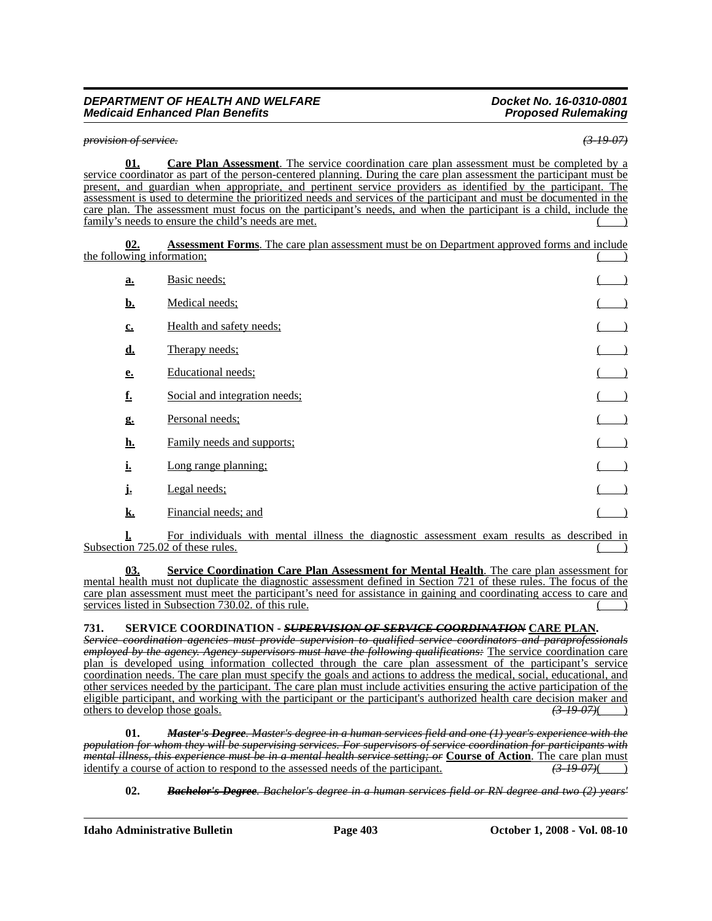*~~provision of service.~~* *~~(3-19-07)~~*

<u>**01.** **Care Plan Assessment**. The service coordination care plan assessment must be completed by a service coordinator as part of the person-centered planning. During the care plan assessment the participant must be present, and guardian when appropriate, and pertinent service providers as identified by the participant. The assessment is used to determine the prioritized needs and services of the participant and must be documented in the care plan. The assessment must focus on the participant's needs, and when the participant is a child, include the family's needs to ensure the child's needs are met.</u> <u>(    )</u>

<u>**02.** **Assessment Forms**. The care plan assessment must be on Department approved forms and include the following information;</u> <u>(    )</u>

<u>**a.** Basic needs;</u> <u>(    )</u>

<u>**b.** Medical needs;</u> <u>(    )</u>

<u>**c.** Health and safety needs;</u> <u>(    )</u>

<u>**d.** Therapy needs;</u> <u>(    )</u>

<u>**e.** Educational needs;</u> <u>(    )</u>

<u>**f.** Social and integration needs;</u> <u>(    )</u>

<u>**g.** Personal needs;</u> <u>(    )</u>

<u>**h.** Family needs and supports;</u> <u>(    )</u>

<u>**i.** Long range planning;</u> <u>(    )</u>

<u>**j.** Legal needs;</u> <u>(    )</u>

<u>**k.** Financial needs; and</u> <u>(    )</u>

<u>**l.** For individuals with mental illness the diagnostic assessment exam results as described in Subsection 725.02 of these rules.</u> <u>(    )</u>

<u>**03.** **Service Coordination Care Plan Assessment for Mental Health**. The care plan assessment for mental health must not duplicate the diagnostic assessment defined in Section 721 of these rules. The focus of the care plan assessment must meet the participant's need for assistance in gaining and coordinating access to care and services listed in Subsection 730.02. of this rule.</u> <u>(    )</u>

**731. SERVICE COORDINATION - *~~SUPERVISION OF SERVICE COORDINATION~~* <u>CARE PLAN</u>.**

*~~Service coordination agencies must provide supervision to qualified service coordinators and paraprofessionals employed by the agency. Agency supervisors must have the following qualifications:~~* <u>The service coordination care plan is developed using information collected through the care plan assessment of the participant's service coordination needs. The care plan must specify the goals and actions to address the medical, social, educational, and other services needed by the participant. The care plan must include activities ensuring the active participation of the eligible participant, and working with the participant or the participant's authorized health care decision maker and others to develop those goals.</u> *~~(3-19-07)~~*<u>(    )</u>

**01.** ***~~Master's Degree~~****~~. Master's degree in a human services field and one (1) year's experience with the population for whom they will be supervising services. For supervisors of service coordination for participants with mental illness, this experience must be in a mental health service setting; or~~* <u>**Course of Action**. The care plan must identify a course of action to respond to the assessed needs of the participant.</u> *~~(3-19-07)~~*<u>(    )</u>

**02.** ***~~Bachelor's Degree~~****~~. Bachelor's degree in a human services field or RN degree and two (2) years'~~*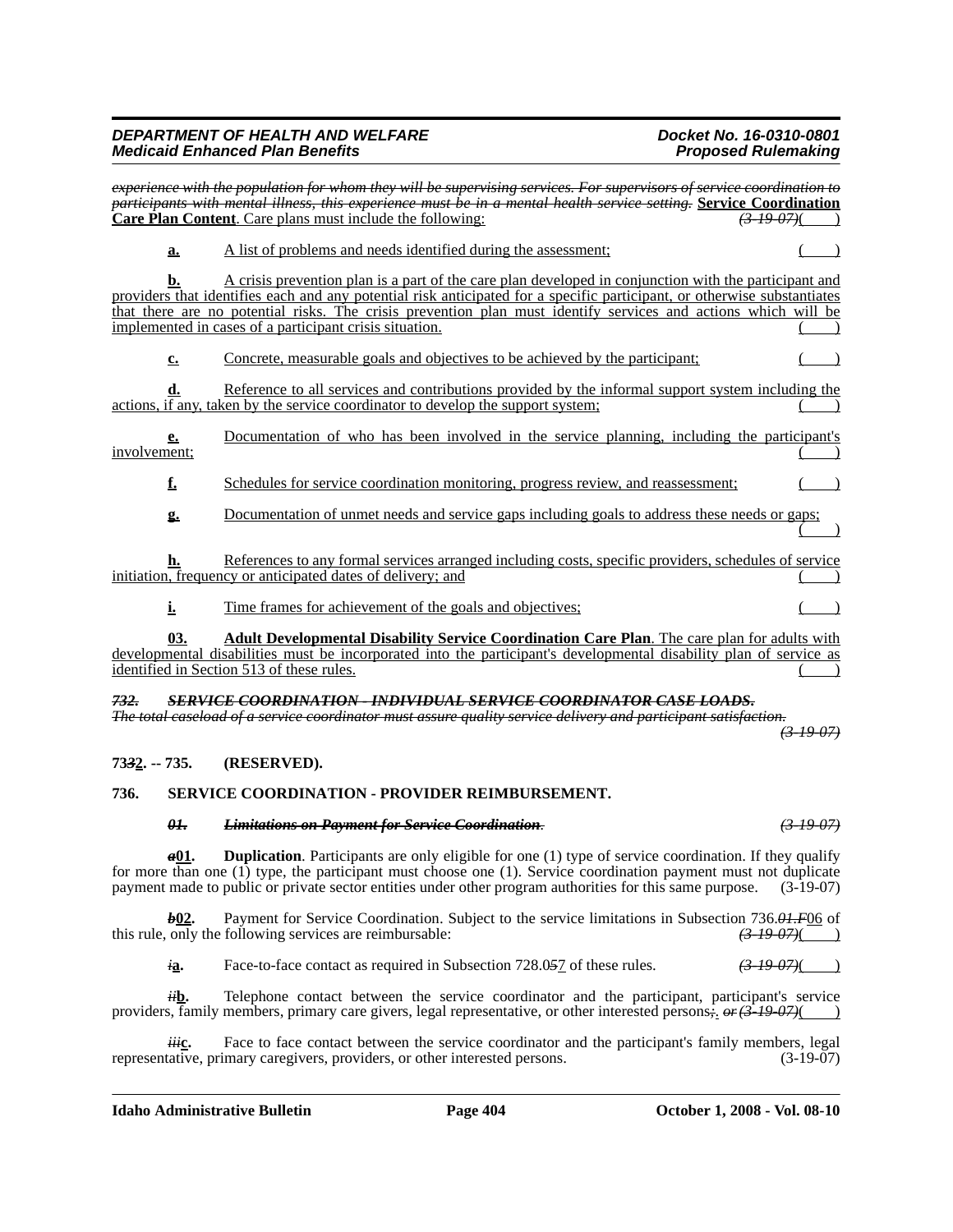*experience with the population for whom they will be supervising services. For supervisors of service coordination to participants with mental illness, this experience must be in a mental health service setting.* **Service Coordination Care Plan Content**. Care plans must include the following: *(3-19-07)*( )

**a.** A list of problems and needs identified during the assessment; ( )

**b.** A crisis prevention plan is a part of the care plan developed in conjunction with the participant and providers that identifies each and any potential risk anticipated for a specific participant, or otherwise substantiates that there are no potential risks. The crisis prevention plan must identify services and actions which will be implemented in cases of a participant crisis situation. ( )

**c.** Concrete, measurable goals and objectives to be achieved by the participant; ( )

**d.** Reference to all services and contributions provided by the informal support system including the actions, if any, taken by the service coordinator to develop the support system; ( )

**e.** Documentation of who has been involved in the service planning, including the participant's involvement; ( )

**f.** Schedules for service coordination monitoring, progress review, and reassessment; ( )

**g.** Documentation of unmet needs and service gaps including goals to address these needs or gaps; ( )

**h.** References to any formal services arranged including costs, specific providers, schedules of service initiation, frequency or anticipated dates of delivery; and ( )

**i.** Time frames for achievement of the goals and objectives; ( )

**03. Adult Developmental Disability Service Coordination Care Plan**. The care plan for adults with developmental disabilities must be incorporated into the participant's developmental disability plan of service as identified in Section 513 of these rules. ( )

***732. SERVICE COORDINATION - INDIVIDUAL SERVICE COORDINATOR CASE LOADS.***

*The total caseload of a service coordinator must assure quality service delivery and participant satisfaction.* *(3-19-07)*

**73~~3~~2. -- 735. (RESERVED).**

**736. SERVICE COORDINATION - PROVIDER REIMBURSEMENT.**

***01. Limitations on Payment for Service Coordination.*** *(3-19-07)*

***a*01. Duplication**. Participants are only eligible for one (1) type of service coordination. If they qualify for more than one (1) type, the participant must choose one (1). Service coordination payment must not duplicate payment made to public or private sector entities under other program authorities for this same purpose. (3-19-07)

***b*02.** Payment for Service Coordination. Subject to the service limitations in Subsection 736.*01.F*06 of this rule, only the following services are reimbursable: *(3-19-07)*( )

***i*a.** Face-to-face contact as required in Subsection 728.0~~5~~7 of these rules. *(3-19-07)*( )

***ii*b.** Telephone contact between the service coordinator and the participant, participant's service providers, family members, primary care givers, legal representative, or other interested persons~~;~~. *or (3-19-07)*( )

***iii*c.** Face to face contact between the service coordinator and the participant's family members, legal representative, primary caregivers, providers, or other interested persons. (3-19-07)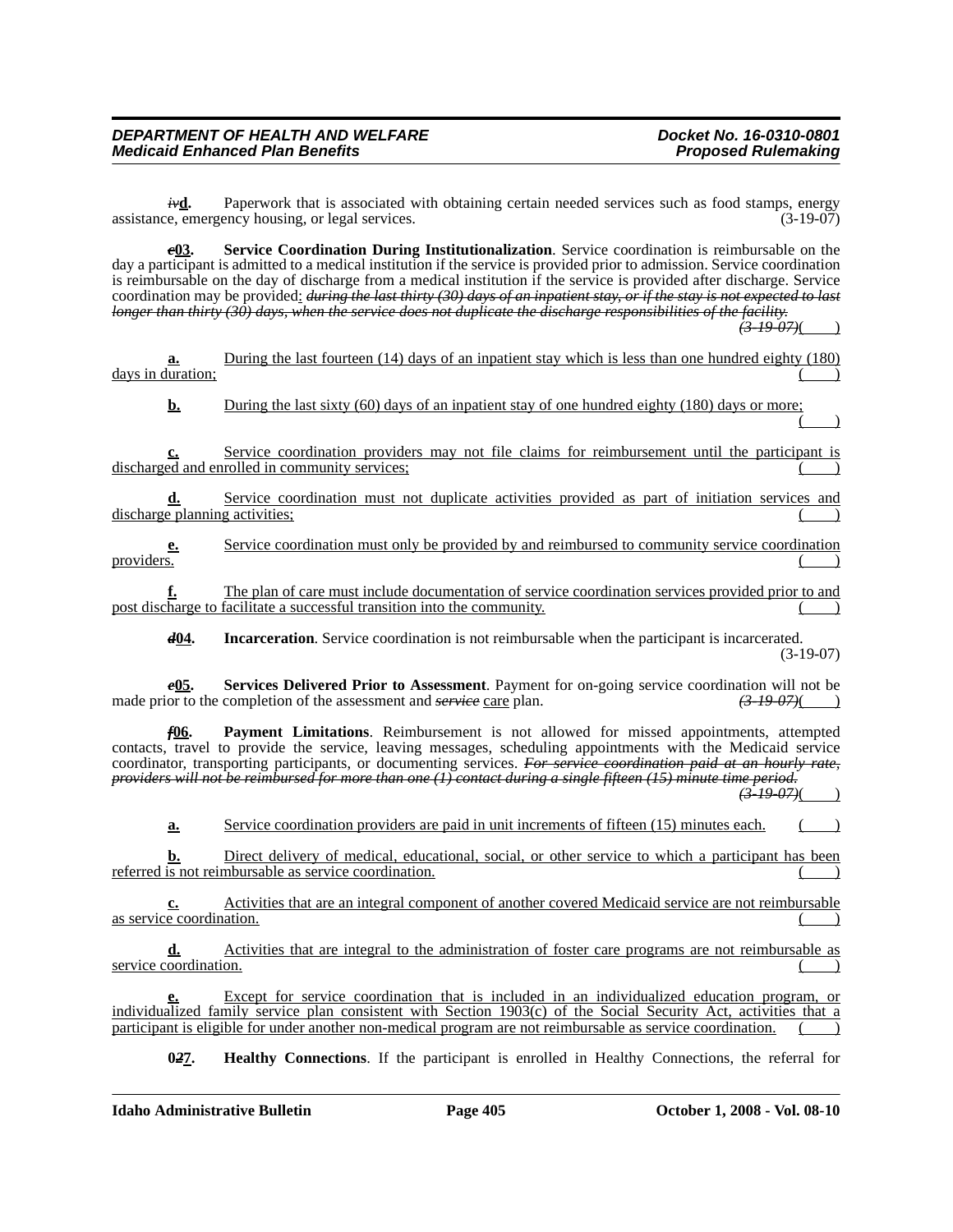~~iv~~**d.** Paperwork that is associated with obtaining certain needed services such as food stamps, energy assistance, emergency housing, or legal services. (3-19-07)

~~c~~**03. Service Coordination During Institutionalization**. Service coordination is reimbursable on the day a participant is admitted to a medical institution if the service is provided prior to admission. Service coordination is reimbursable on the day of discharge from a medical institution if the service is provided after discharge. Service coordination may be provided: ~~*during the last thirty (30) days of an inpatient stay, or if the stay is not expected to last longer than thirty (30) days, when the service does not duplicate the discharge responsibilities of the facility.*~~ ~~*(3-19-07)*~~( )

**a.** During the last fourteen (14) days of an inpatient stay which is less than one hundred eighty (180) days in duration; ( )

**b.** During the last sixty (60) days of an inpatient stay of one hundred eighty (180) days or more; ( )

**c.** Service coordination providers may not file claims for reimbursement until the participant is discharged and enrolled in community services; ( )

**d.** Service coordination must not duplicate activities provided as part of initiation services and discharge planning activities; ( )

**e.** Service coordination must only be provided by and reimbursed to community service coordination providers. ( )

**f.** The plan of care must include documentation of service coordination services provided prior to and post discharge to facilitate a successful transition into the community. ( )

~~d~~**04. Incarceration**. Service coordination is not reimbursable when the participant is incarcerated. (3-19-07)

~~e~~**05. Services Delivered Prior to Assessment**. Payment for on-going service coordination will not be made prior to the completion of the assessment and ~~*service*~~ care plan. ~~*(3-19-07)*~~( )

~~f~~**06. Payment Limitations**. Reimbursement is not allowed for missed appointments, attempted contacts, travel to provide the service, leaving messages, scheduling appointments with the Medicaid service coordinator, transporting participants, or documenting services. ~~*For service coordination paid at an hourly rate, providers will not be reimbursed for more than one (1) contact during a single fifteen (15) minute time period.*~~ ~~*(3-19-07)*~~( )

**a.** Service coordination providers are paid in unit increments of fifteen (15) minutes each. ( )

**b.** Direct delivery of medical, educational, social, or other service to which a participant has been referred is not reimbursable as service coordination. ( )

**c.** Activities that are an integral component of another covered Medicaid service are not reimbursable as service coordination. ( )

**d.** Activities that are integral to the administration of foster care programs are not reimbursable as service coordination. ( )

**e.** Except for service coordination that is included in an individualized education program, or individualized family service plan consistent with Section 1903(c) of the Social Security Act, activities that a participant is eligible for under another non-medical program are not reimbursable as service coordination. ( )

**0~~2~~7. Healthy Connections**. If the participant is enrolled in Healthy Connections, the referral for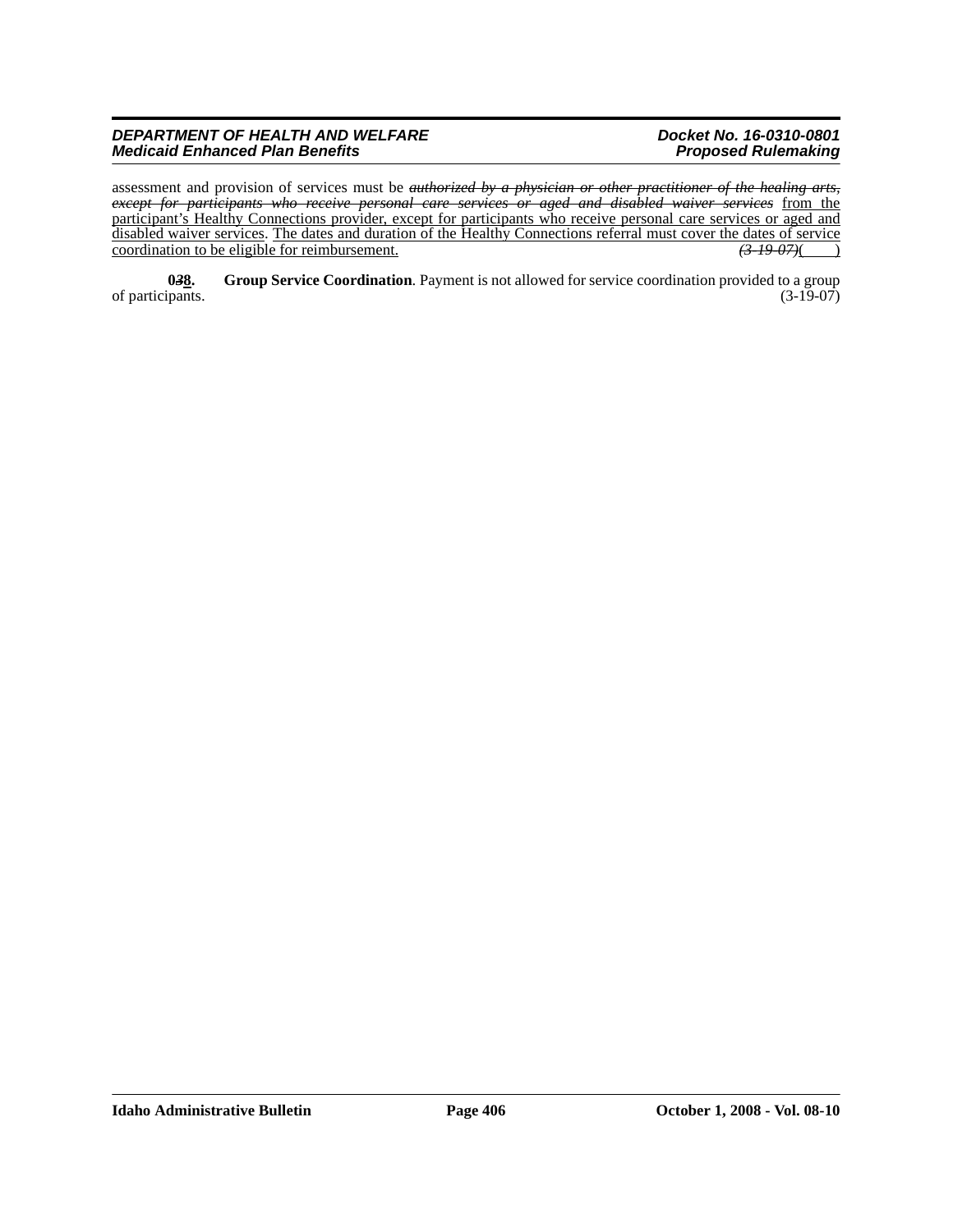assessment and provision of services must be ~~*authorized by a physician or other practitioner of the healing arts, except for participants who receive personal care services or aged and disabled waiver services*~~ <u>from the participant's Healthy Connections provider, except for participants who receive personal care services or aged and disabled waiver services</u>. <u>The dates and duration of the Healthy Connections referral must cover the dates of service coordination to be eligible for reimbursement.</u> ~~*(3-19-07)*~~( )

**0~~*3*~~<u>8</u>. Group Service Coordination**. Payment is not allowed for service coordination provided to a group of participants. (3-19-07)